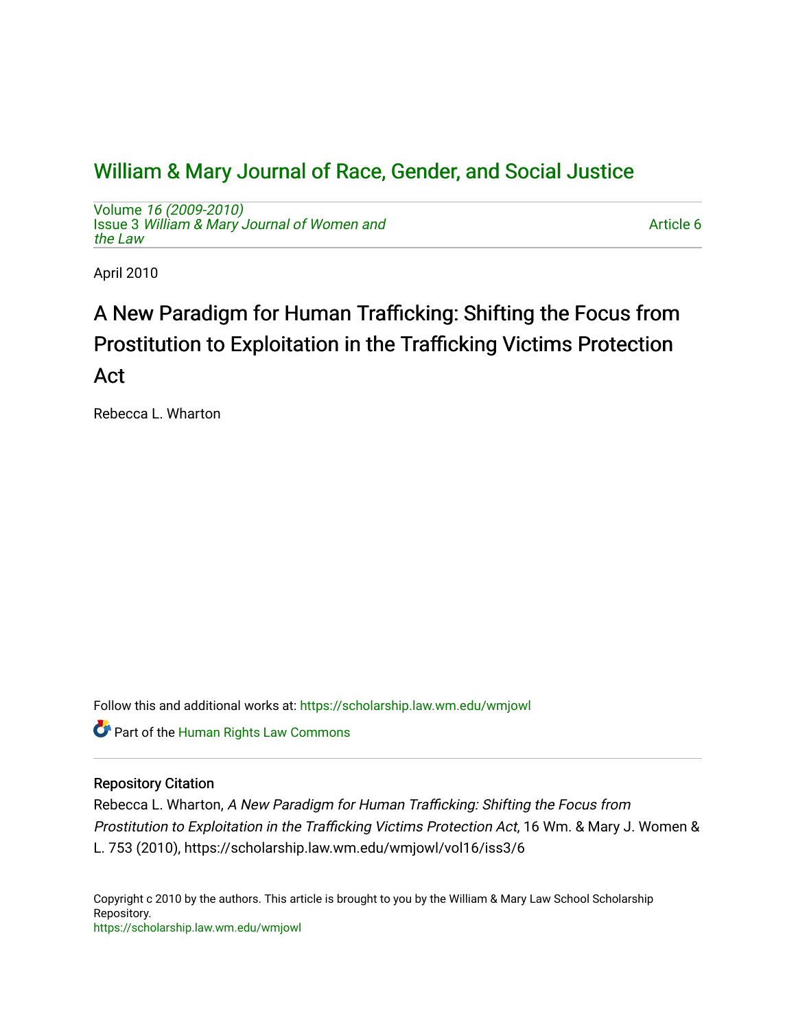William & Mary Journal of Race, Gender, and Social Justice

Volume *16 (2009-2010)*
Issue 3 *William & Mary Journal of Women and the Law*

Article 6

April 2010

# A New Paradigm for Human Trafficking: Shifting the Focus from Prostitution to Exploitation in the Trafficking Victims Protection Act

Rebecca L. Wharton

Follow this and additional works at: https://scholarship.law.wm.edu/wmjowl

Part of the Human Rights Law Commons

## Repository Citation

Rebecca L. Wharton, *A New Paradigm for Human Trafficking: Shifting the Focus from Prostitution to Exploitation in the Trafficking Victims Protection Act*, 16 Wm. & Mary J. Women & L. 753 (2010), https://scholarship.law.wm.edu/wmjowl/vol16/iss3/6

Copyright c 2010 by the authors. This article is brought to you by the William & Mary Law School Scholarship Repository.
https://scholarship.law.wm.edu/wmjowl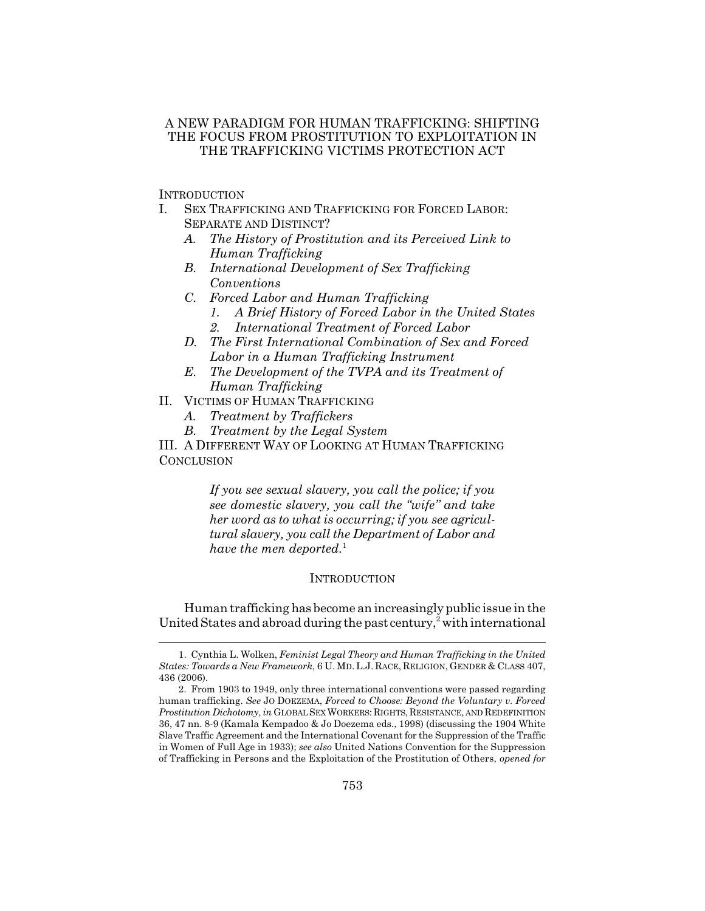# A NEW PARADIGM FOR HUMAN TRAFFICKING: SHIFTING THE FOCUS FROM PROSTITUTION TO EXPLOITATION IN THE TRAFFICKING VICTIMS PROTECTION ACT

INTRODUCTION

I. SEX TRAFFICKING AND TRAFFICKING FOR FORCED LABOR: SEPARATE AND DISTINCT?
   - *A. The History of Prostitution and its Perceived Link to Human Trafficking*
   - *B. International Development of Sex Trafficking Conventions*
   - *C. Forced Labor and Human Trafficking*
     - *1. A Brief History of Forced Labor in the United States*
     - *2. International Treatment of Forced Labor*
   - *D. The First International Combination of Sex and Forced Labor in a Human Trafficking Instrument*
   - *E. The Development of the TVPA and its Treatment of Human Trafficking*

II. VICTIMS OF HUMAN TRAFFICKING
   - *A. Treatment by Traffickers*
   - *B. Treatment by the Legal System*

III. A DIFFERENT WAY OF LOOKING AT HUMAN TRAFFICKING

CONCLUSION

> *If you see sexual slavery, you call the police; if you see domestic slavery, you call the "wife" and take her word as to what is occurring; if you see agricultural slavery, you call the Department of Labor and have the men deported.*[1]

## INTRODUCTION

Human trafficking has become an increasingly public issue in the United States and abroad during the past century,[2] with international

---

1. Cynthia L. Wolken, *Feminist Legal Theory and Human Trafficking in the United States: Towards a New Framework*, 6 U. MD. L.J. RACE, RELIGION, GENDER & CLASS 407, 436 (2006).

2. From 1903 to 1949, only three international conventions were passed regarding human trafficking. *See* JO DOEZEMA, *Forced to Choose: Beyond the Voluntary v. Forced Prostitution Dichotomy*, *in* GLOBAL SEX WORKERS: RIGHTS, RESISTANCE, AND REDEFINITION 36, 47 nn. 8-9 (Kamala Kempadoo & Jo Doezema eds., 1998) (discussing the 1904 White Slave Traffic Agreement and the International Covenant for the Suppression of the Traffic in Women of Full Age in 1933); *see also* United Nations Convention for the Suppression of Trafficking in Persons and the Exploitation of the Prostitution of Others, *opened for*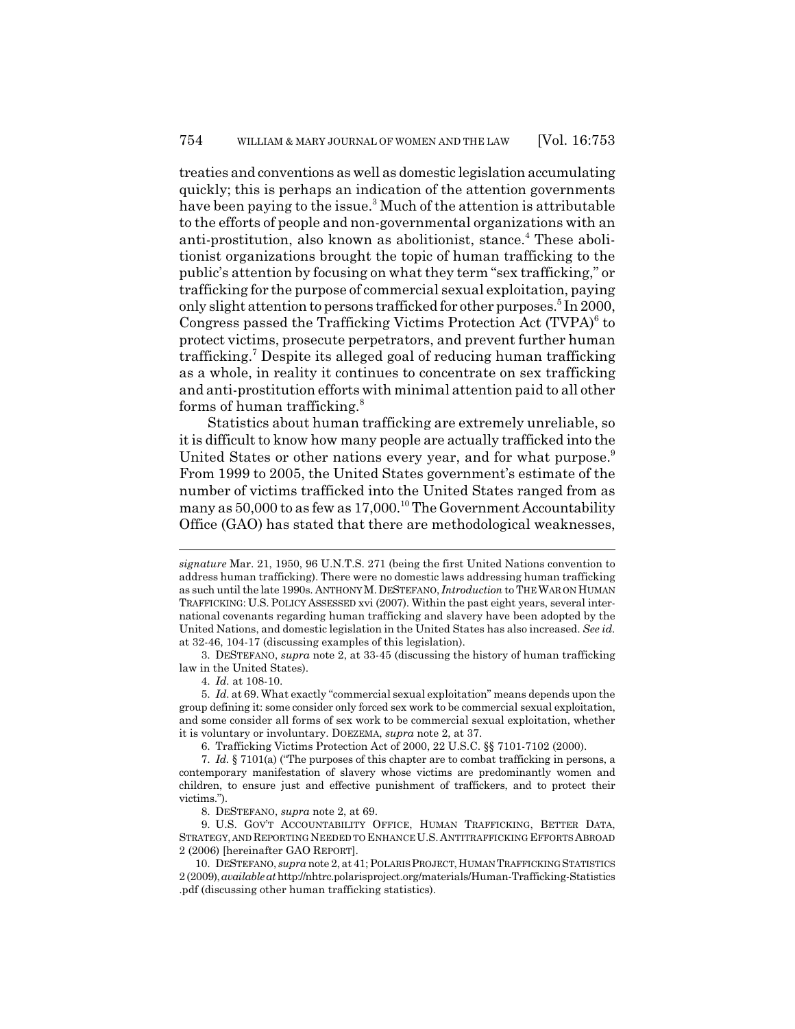treaties and conventions as well as domestic legislation accumulating quickly; this is perhaps an indication of the attention governments have been paying to the issue.[3] Much of the attention is attributable to the efforts of people and non-governmental organizations with an anti-prostitution, also known as abolitionist, stance.[4] These abolitionist organizations brought the topic of human trafficking to the public's attention by focusing on what they term "sex trafficking," or trafficking for the purpose of commercial sexual exploitation, paying only slight attention to persons trafficked for other purposes.[5] In 2000, Congress passed the Trafficking Victims Protection Act (TVPA)[6] to protect victims, prosecute perpetrators, and prevent further human trafficking.[7] Despite its alleged goal of reducing human trafficking as a whole, in reality it continues to concentrate on sex trafficking and anti-prostitution efforts with minimal attention paid to all other forms of human trafficking.[8]

Statistics about human trafficking are extremely unreliable, so it is difficult to know how many people are actually trafficked into the United States or other nations every year, and for what purpose.[9] From 1999 to 2005, the United States government's estimate of the number of victims trafficked into the United States ranged from as many as 50,000 to as few as 17,000.[10] The Government Accountability Office (GAO) has stated that there are methodological weaknesses,

---

*signature* Mar. 21, 1950, 96 U.N.T.S. 271 (being the first United Nations convention to address human trafficking). There were no domestic laws addressing human trafficking as such until the late 1990s. ANTHONY M. DESTEFANO, *Introduction* to THE WAR ON HUMAN TRAFFICKING: U.S. POLICY ASSESSED xvi (2007). Within the past eight years, several international covenants regarding human trafficking and slavery have been adopted by the United Nations, and domestic legislation in the United States has also increased. *See id.* at 32-46, 104-17 (discussing examples of this legislation).

3. DESTEFANO, *supra* note 2, at 33-45 (discussing the history of human trafficking law in the United States).

4. *Id.* at 108-10.

5. *Id.* at 69. What exactly "commercial sexual exploitation" means depends upon the group defining it: some consider only forced sex work to be commercial sexual exploitation, and some consider all forms of sex work to be commercial sexual exploitation, whether it is voluntary or involuntary. DOEZEMA, *supra* note 2, at 37.

6. Trafficking Victims Protection Act of 2000, 22 U.S.C. §§ 7101-7102 (2000).

7. *Id.* § 7101(a) ("The purposes of this chapter are to combat trafficking in persons, a contemporary manifestation of slavery whose victims are predominantly women and children, to ensure just and effective punishment of traffickers, and to protect their victims.").

8. DESTEFANO, *supra* note 2, at 69.

9. U.S. GOV'T ACCOUNTABILITY OFFICE, HUMAN TRAFFICKING, BETTER DATA, STRATEGY, AND REPORTING NEEDED TO ENHANCE U.S. ANTITRAFFICKING EFFORTS ABROAD 2 (2006) [hereinafter GAO REPORT].

10. DESTEFANO, *supra* note 2, at 41; POLARIS PROJECT, HUMAN TRAFFICKING STATISTICS 2 (2009), *available at* http://nhtrc.polarisproject.org/materials/Human-Trafficking-Statistics .pdf (discussing other human trafficking statistics).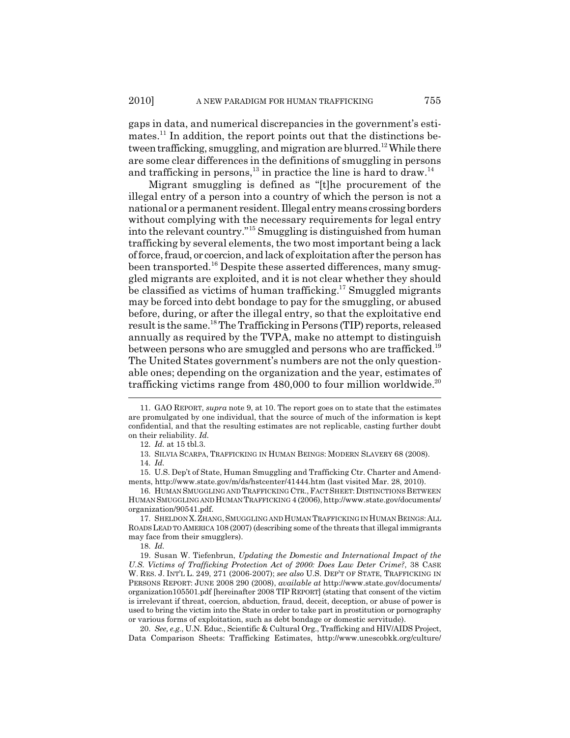gaps in data, and numerical discrepancies in the government's estimates.[11] In addition, the report points out that the distinctions between trafficking, smuggling, and migration are blurred.[12] While there are some clear differences in the definitions of smuggling in persons and trafficking in persons,[13] in practice the line is hard to draw.[14]

Migrant smuggling is defined as "[t]he procurement of the illegal entry of a person into a country of which the person is not a national or a permanent resident. Illegal entry means crossing borders without complying with the necessary requirements for legal entry into the relevant country."[15] Smuggling is distinguished from human trafficking by several elements, the two most important being a lack of force, fraud, or coercion, and lack of exploitation after the person has been transported.[16] Despite these asserted differences, many smuggled migrants are exploited, and it is not clear whether they should be classified as victims of human trafficking.[17] Smuggled migrants may be forced into debt bondage to pay for the smuggling, or abused before, during, or after the illegal entry, so that the exploitative end result is the same.[18] The Trafficking in Persons (TIP) reports, released annually as required by the TVPA, make no attempt to distinguish between persons who are smuggled and persons who are trafficked.[19] The United States government's numbers are not the only questionable ones; depending on the organization and the year, estimates of trafficking victims range from 480,000 to four million worldwide.[20]

---

11. GAO REPORT, *supra* note 9, at 10. The report goes on to state that the estimates are promulgated by one individual, that the source of much of the information is kept confidential, and that the resulting estimates are not replicable, casting further doubt on their reliability. *Id.*

12. *Id.* at 15 tbl.3.

13. SILVIA SCARPA, TRAFFICKING IN HUMAN BEINGS: MODERN SLAVERY 68 (2008).

14. *Id.*

15. U.S. Dep't of State, Human Smuggling and Trafficking Ctr. Charter and Amendments, http://www.state.gov/m/ds/hstcenter/41444.htm (last visited Mar. 28, 2010).

16. HUMAN SMUGGLING AND TRAFFICKING CTR., FACT SHEET: DISTINCTIONS BETWEEN HUMAN SMUGGLING AND HUMAN TRAFFICKING 4 (2006), http://www.state.gov/documents/organization/90541.pdf.

17. SHELDON X. ZHANG, SMUGGLING AND HUMAN TRAFFICKING IN HUMAN BEINGS: ALL ROADS LEAD TO AMERICA 108 (2007) (describing some of the threats that illegal immigrants may face from their smugglers).

18. *Id.*

19. Susan W. Tiefenbrun, *Updating the Domestic and International Impact of the U.S. Victims of Trafficking Protection Act of 2000: Does Law Deter Crime?*, 38 CASE W. RES. J. INT'L L. 249, 271 (2006-2007); *see also* U.S. DEP'T OF STATE, TRAFFICKING IN PERSONS REPORT: JUNE 2008 290 (2008), *available at* http://www.state.gov/documents/organization105501.pdf [hereinafter 2008 TIP REPORT] (stating that consent of the victim is irrelevant if threat, coercion, abduction, fraud, deceit, deception, or abuse of power is used to bring the victim into the State in order to take part in prostitution or pornography or various forms of exploitation, such as debt bondage or domestic servitude).

20. *See, e.g.*, U.N. Educ., Scientific & Cultural Org., Trafficking and HIV/AIDS Project, Data Comparison Sheets: Trafficking Estimates, http://www.unescobkk.org/culture/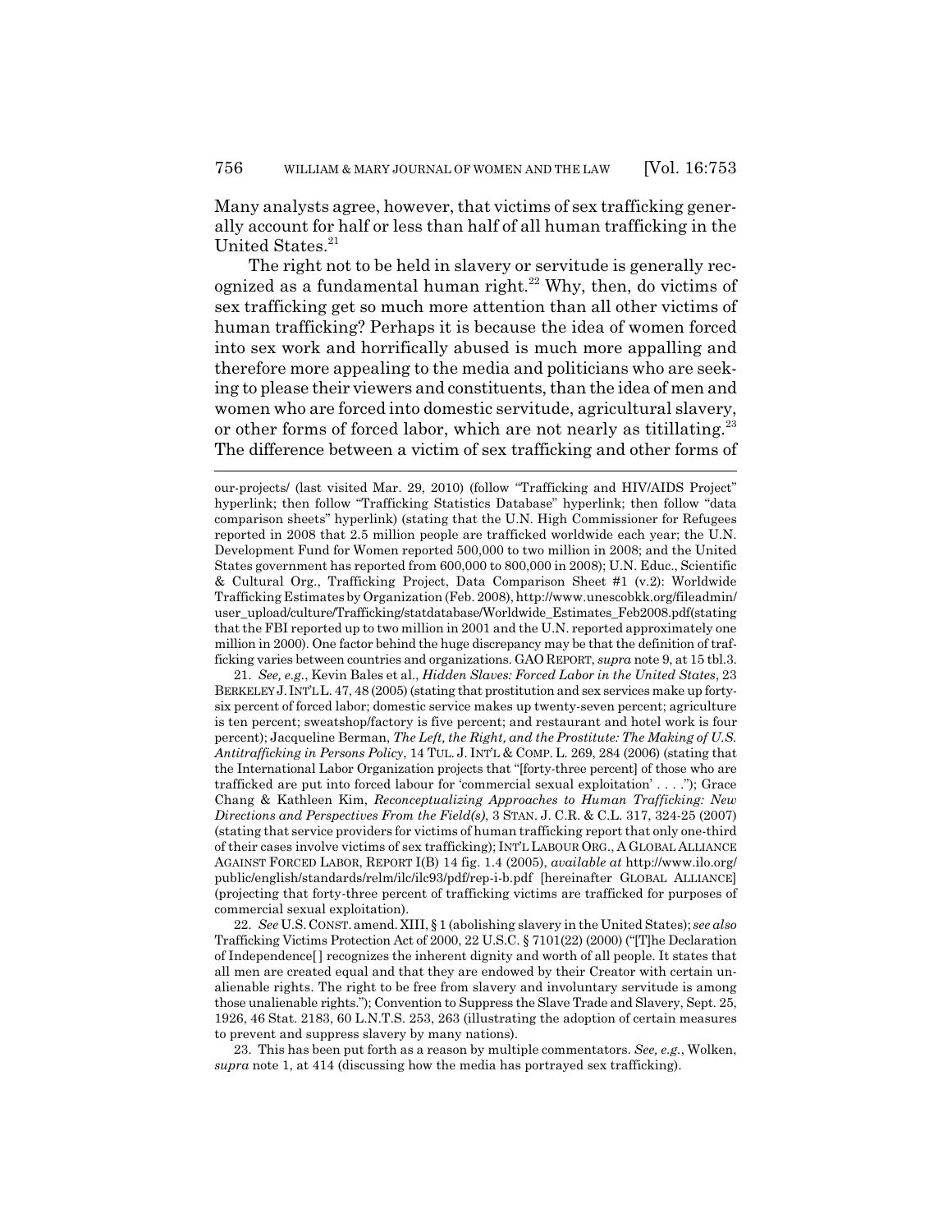Many analysts agree, however, that victims of sex trafficking generally account for half or less than half of all human trafficking in the United States.[21]

The right not to be held in slavery or servitude is generally recognized as a fundamental human right.[22] Why, then, do victims of sex trafficking get so much more attention than all other victims of human trafficking? Perhaps it is because the idea of women forced into sex work and horrifically abused is much more appalling and therefore more appealing to the media and politicians who are seeking to please their viewers and constituents, than the idea of men and women who are forced into domestic servitude, agricultural slavery, or other forms of forced labor, which are not nearly as titillating.[23] The difference between a victim of sex trafficking and other forms of

---

our-projects/ (last visited Mar. 29, 2010) (follow "Trafficking and HIV/AIDS Project" hyperlink; then follow "Trafficking Statistics Database" hyperlink; then follow "data comparison sheets" hyperlink) (stating that the U.N. High Commissioner for Refugees reported in 2008 that 2.5 million people are trafficked worldwide each year; the U.N. Development Fund for Women reported 500,000 to two million in 2008; and the United States government has reported from 600,000 to 800,000 in 2008); U.N. Educ., Scientific & Cultural Org., Trafficking Project, Data Comparison Sheet #1 (v.2): Worldwide Trafficking Estimates by Organization (Feb. 2008), http://www.unescobkk.org/fileadmin/user_upload/culture/Trafficking/statdatabase/Worldwide_Estimates_Feb2008.pdf(stating that the FBI reported up to two million in 2001 and the U.N. reported approximately one million in 2000). One factor behind the huge discrepancy may be that the definition of trafficking varies between countries and organizations. GAO REPORT, *supra* note 9, at 15 tbl.3.

21. *See, e.g.*, Kevin Bales et al., *Hidden Slaves: Forced Labor in the United States*, 23 BERKELEY J. INT'L L. 47, 48 (2005) (stating that prostitution and sex services make up forty-six percent of forced labor; domestic service makes up twenty-seven percent; agriculture is ten percent; sweatshop/factory is five percent; and restaurant and hotel work is four percent); Jacqueline Berman, *The Left, the Right, and the Prostitute: The Making of U.S. Antitrafficking in Persons Policy*, 14 TUL. J. INT'L & COMP. L. 269, 284 (2006) (stating that the International Labor Organization projects that "[forty-three percent] of those who are trafficked are put into forced labour for 'commercial sexual exploitation' . . . ."); Grace Chang & Kathleen Kim, *Reconceptualizing Approaches to Human Trafficking: New Directions and Perspectives From the Field(s)*, 3 STAN. J. C.R. & C.L. 317, 324-25 (2007) (stating that service providers for victims of human trafficking report that only one-third of their cases involve victims of sex trafficking); INT'L LABOUR ORG., A GLOBAL ALLIANCE AGAINST FORCED LABOR, REPORT I(B) 14 fig. 1.4 (2005), *available at* http://www.ilo.org/public/english/standards/relm/ilc/ilc93/pdf/rep-i-b.pdf [hereinafter GLOBAL ALLIANCE] (projecting that forty-three percent of trafficking victims are trafficked for purposes of commercial sexual exploitation).

22. *See* U.S. CONST. amend. XIII, § 1 (abolishing slavery in the United States); *see also* Trafficking Victims Protection Act of 2000, 22 U.S.C. § 7101(22) (2000) ("[T]he Declaration of Independence[ ] recognizes the inherent dignity and worth of all people. It states that all men are created equal and that they are endowed by their Creator with certain unalienable rights. The right to be free from slavery and involuntary servitude is among those unalienable rights."); Convention to Suppress the Slave Trade and Slavery, Sept. 25, 1926, 46 Stat. 2183, 60 L.N.T.S. 253, 263 (illustrating the adoption of certain measures to prevent and suppress slavery by many nations).

23. This has been put forth as a reason by multiple commentators. *See, e.g.*, Wolken, *supra* note 1, at 414 (discussing how the media has portrayed sex trafficking).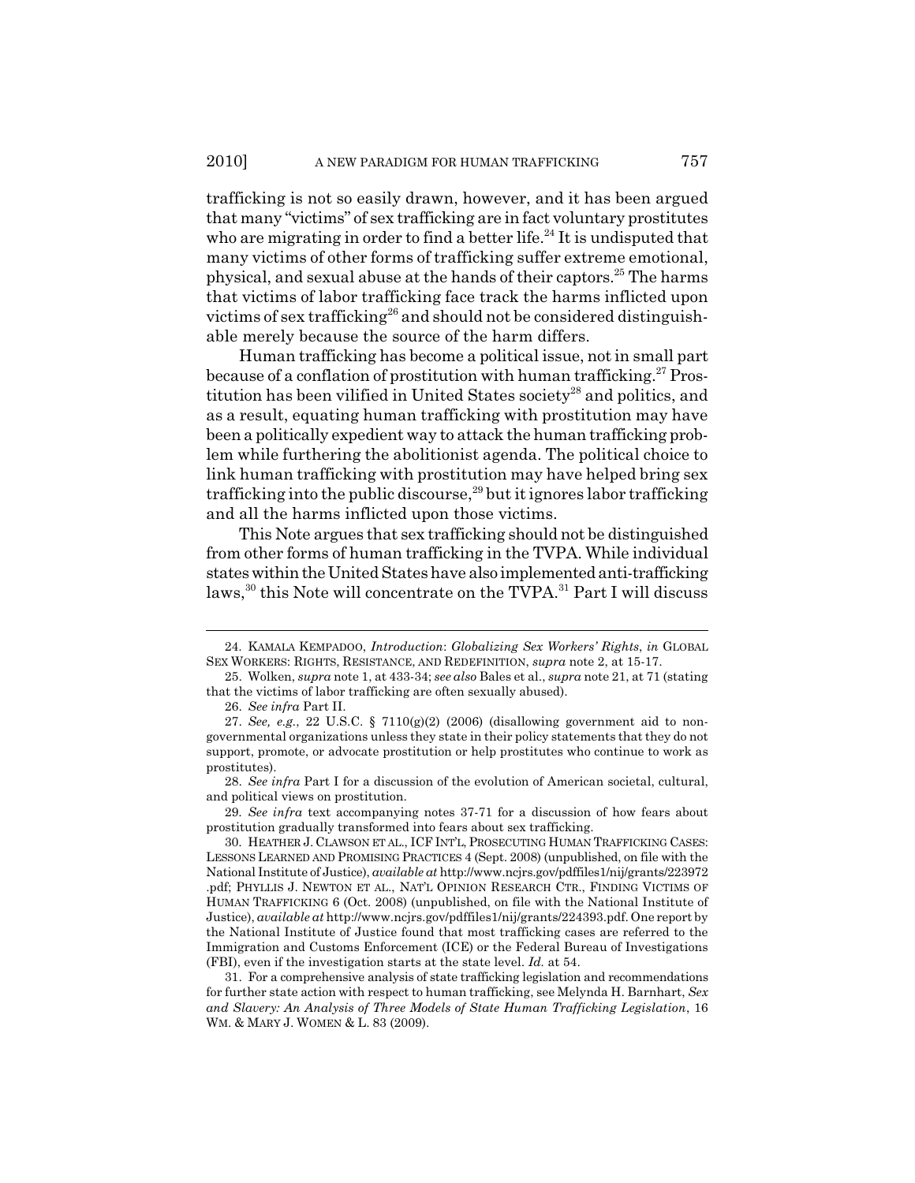trafficking is not so easily drawn, however, and it has been argued that many "victims" of sex trafficking are in fact voluntary prostitutes who are migrating in order to find a better life.[24] It is undisputed that many victims of other forms of trafficking suffer extreme emotional, physical, and sexual abuse at the hands of their captors.[25] The harms that victims of labor trafficking face track the harms inflicted upon victims of sex trafficking[26] and should not be considered distinguishable merely because the source of the harm differs.

Human trafficking has become a political issue, not in small part because of a conflation of prostitution with human trafficking.[27] Prostitution has been vilified in United States society[28] and politics, and as a result, equating human trafficking with prostitution may have been a politically expedient way to attack the human trafficking problem while furthering the abolitionist agenda. The political choice to link human trafficking with prostitution may have helped bring sex trafficking into the public discourse,[29] but it ignores labor trafficking and all the harms inflicted upon those victims.

This Note argues that sex trafficking should not be distinguished from other forms of human trafficking in the TVPA. While individual states within the United States have also implemented anti-trafficking laws,[30] this Note will concentrate on the TVPA.[31] Part I will discuss

---

24. KAMALA KEMPADOO, *Introduction*: *Globalizing Sex Workers' Rights*, *in* GLOBAL SEX WORKERS: RIGHTS, RESISTANCE, AND REDEFINITION, *supra* note 2, at 15-17.

25. Wolken, *supra* note 1, at 433-34; *see also* Bales et al., *supra* note 21, at 71 (stating that the victims of labor trafficking are often sexually abused).

26. *See infra* Part II.

27. *See, e.g.*, 22 U.S.C. § 7110(g)(2) (2006) (disallowing government aid to non-governmental organizations unless they state in their policy statements that they do not support, promote, or advocate prostitution or help prostitutes who continue to work as prostitutes).

28. *See infra* Part I for a discussion of the evolution of American societal, cultural, and political views on prostitution.

29. *See infra* text accompanying notes 37-71 for a discussion of how fears about prostitution gradually transformed into fears about sex trafficking.

30. HEATHER J. CLAWSON ET AL., ICF INT'L, PROSECUTING HUMAN TRAFFICKING CASES: LESSONS LEARNED AND PROMISING PRACTICES 4 (Sept. 2008) (unpublished, on file with the National Institute of Justice), *available at* http://www.ncjrs.gov/pdffiles1/nij/grants/223972.pdf; PHYLLIS J. NEWTON ET AL., NAT'L OPINION RESEARCH CTR., FINDING VICTIMS OF HUMAN TRAFFICKING 6 (Oct. 2008) (unpublished, on file with the National Institute of Justice), *available at* http://www.ncjrs.gov/pdffiles1/nij/grants/224393.pdf. One report by the National Institute of Justice found that most trafficking cases are referred to the Immigration and Customs Enforcement (ICE) or the Federal Bureau of Investigations (FBI), even if the investigation starts at the state level. *Id.* at 54.

31. For a comprehensive analysis of state trafficking legislation and recommendations for further state action with respect to human trafficking, see Melynda H. Barnhart, *Sex and Slavery: An Analysis of Three Models of State Human Trafficking Legislation*, 16 WM. & MARY J. WOMEN & L. 83 (2009).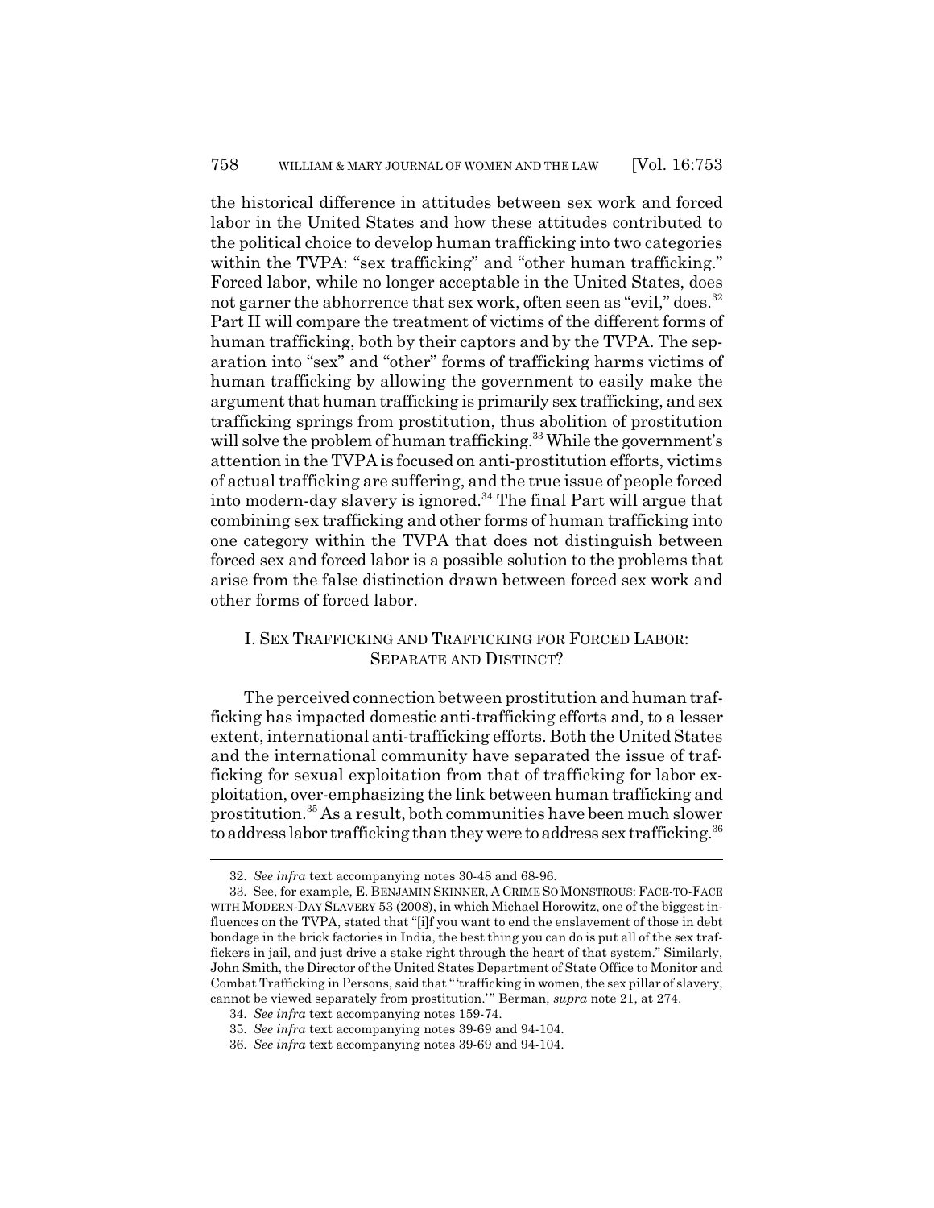the historical difference in attitudes between sex work and forced labor in the United States and how these attitudes contributed to the political choice to develop human trafficking into two categories within the TVPA: "sex trafficking" and "other human trafficking." Forced labor, while no longer acceptable in the United States, does not garner the abhorrence that sex work, often seen as "evil," does.[32] Part II will compare the treatment of victims of the different forms of human trafficking, both by their captors and by the TVPA. The separation into "sex" and "other" forms of trafficking harms victims of human trafficking by allowing the government to easily make the argument that human trafficking is primarily sex trafficking, and sex trafficking springs from prostitution, thus abolition of prostitution will solve the problem of human trafficking.[33] While the government's attention in the TVPA is focused on anti-prostitution efforts, victims of actual trafficking are suffering, and the true issue of people forced into modern-day slavery is ignored.[34] The final Part will argue that combining sex trafficking and other forms of human trafficking into one category within the TVPA that does not distinguish between forced sex and forced labor is a possible solution to the problems that arise from the false distinction drawn between forced sex work and other forms of forced labor.

## I. SEX TRAFFICKING AND TRAFFICKING FOR FORCED LABOR: SEPARATE AND DISTINCT?

The perceived connection between prostitution and human trafficking has impacted domestic anti-trafficking efforts and, to a lesser extent, international anti-trafficking efforts. Both the United States and the international community have separated the issue of trafficking for sexual exploitation from that of trafficking for labor exploitation, over-emphasizing the link between human trafficking and prostitution.[35] As a result, both communities have been much slower to address labor trafficking than they were to address sex trafficking.[36]

---

32. *See infra* text accompanying notes 30-48 and 68-96.

33. See, for example, E. BENJAMIN SKINNER, A CRIME SO MONSTROUS: FACE-TO-FACE WITH MODERN-DAY SLAVERY 53 (2008), in which Michael Horowitz, one of the biggest influences on the TVPA, stated that "[i]f you want to end the enslavement of those in debt bondage in the brick factories in India, the best thing you can do is put all of the sex traffickers in jail, and just drive a stake right through the heart of that system." Similarly, John Smith, the Director of the United States Department of State Office to Monitor and Combat Trafficking in Persons, said that "'trafficking in women, the sex pillar of slavery, cannot be viewed separately from prostitution.'" Berman, *supra* note 21, at 274.

34. *See infra* text accompanying notes 159-74.

35. *See infra* text accompanying notes 39-69 and 94-104.

36. *See infra* text accompanying notes 39-69 and 94-104.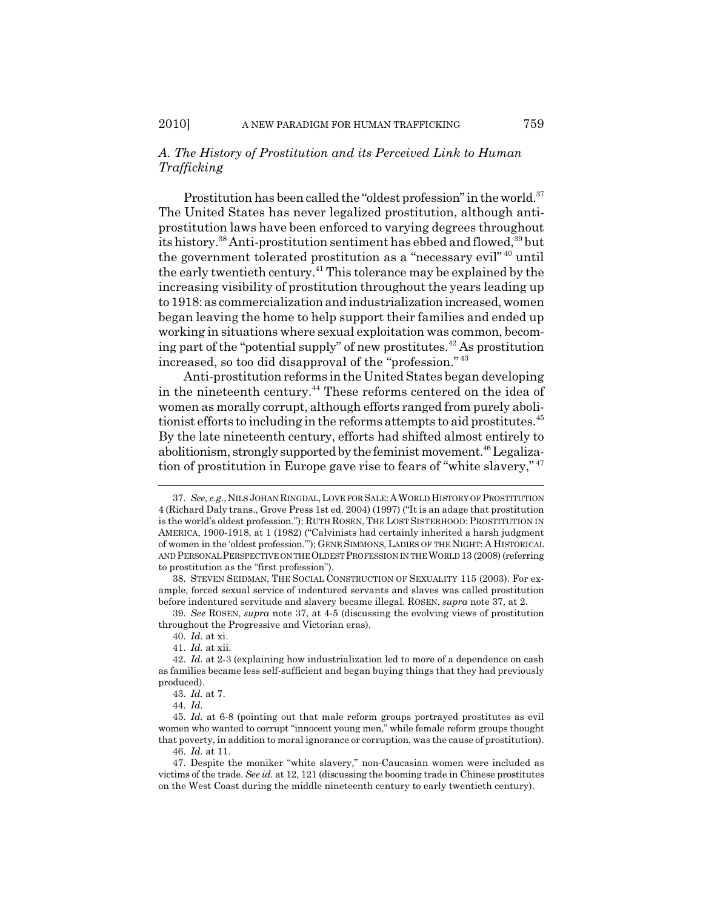### *A. The History of Prostitution and its Perceived Link to Human Trafficking*

Prostitution has been called the "oldest profession" in the world.[37] The United States has never legalized prostitution, although anti-prostitution laws have been enforced to varying degrees throughout its history.[38] Anti-prostitution sentiment has ebbed and flowed,[39] but the government tolerated prostitution as a "necessary evil"[40] until the early twentieth century.[41] This tolerance may be explained by the increasing visibility of prostitution throughout the years leading up to 1918: as commercialization and industrialization increased, women began leaving the home to help support their families and ended up working in situations where sexual exploitation was common, becoming part of the "potential supply" of new prostitutes.[42] As prostitution increased, so too did disapproval of the "profession."[43]

Anti-prostitution reforms in the United States began developing in the nineteenth century.[44] These reforms centered on the idea of women as morally corrupt, although efforts ranged from purely abolitionist efforts to including in the reforms attempts to aid prostitutes.[45] By the late nineteenth century, efforts had shifted almost entirely to abolitionism, strongly supported by the feminist movement.[46] Legalization of prostitution in Europe gave rise to fears of "white slavery,"[47]

---

37. *See, e.g.*, NILS JOHAN RINGDAL, LOVE FOR SALE: A WORLD HISTORY OF PROSTITUTION 4 (Richard Daly trans., Grove Press 1st ed. 2004) (1997) ("It is an adage that prostitution is the world's oldest profession."); RUTH ROSEN, THE LOST SISTERHOOD: PROSTITUTION IN AMERICA, 1900-1918, at 1 (1982) ("Calvinists had certainly inherited a harsh judgment of women in the 'oldest profession.'"); GENE SIMMONS, LADIES OF THE NIGHT: A HISTORICAL AND PERSONAL PERSPECTIVE ON THE OLDEST PROFESSION IN THE WORLD 13 (2008) (referring to prostitution as the "first profession").

38. STEVEN SEIDMAN, THE SOCIAL CONSTRUCTION OF SEXUALITY 115 (2003). For example, forced sexual service of indentured servants and slaves was called prostitution before indentured servitude and slavery became illegal. ROSEN, *supra* note 37, at 2.

39. *See* ROSEN, *supra* note 37, at 4-5 (discussing the evolving views of prostitution throughout the Progressive and Victorian eras).

40. *Id.* at xi.

41. *Id.* at xii.

42. *Id.* at 2-3 (explaining how industrialization led to more of a dependence on cash as families became less self-sufficient and began buying things that they had previously produced).

43. *Id.* at 7.

44. *Id.*

45. *Id.* at 6-8 (pointing out that male reform groups portrayed prostitutes as evil women who wanted to corrupt "innocent young men," while female reform groups thought that poverty, in addition to moral ignorance or corruption, was the cause of prostitution).

46. *Id.* at 11.

47. Despite the moniker "white slavery," non-Caucasian women were included as victims of the trade. *See id.* at 12, 121 (discussing the booming trade in Chinese prostitutes on the West Coast during the middle nineteenth century to early twentieth century).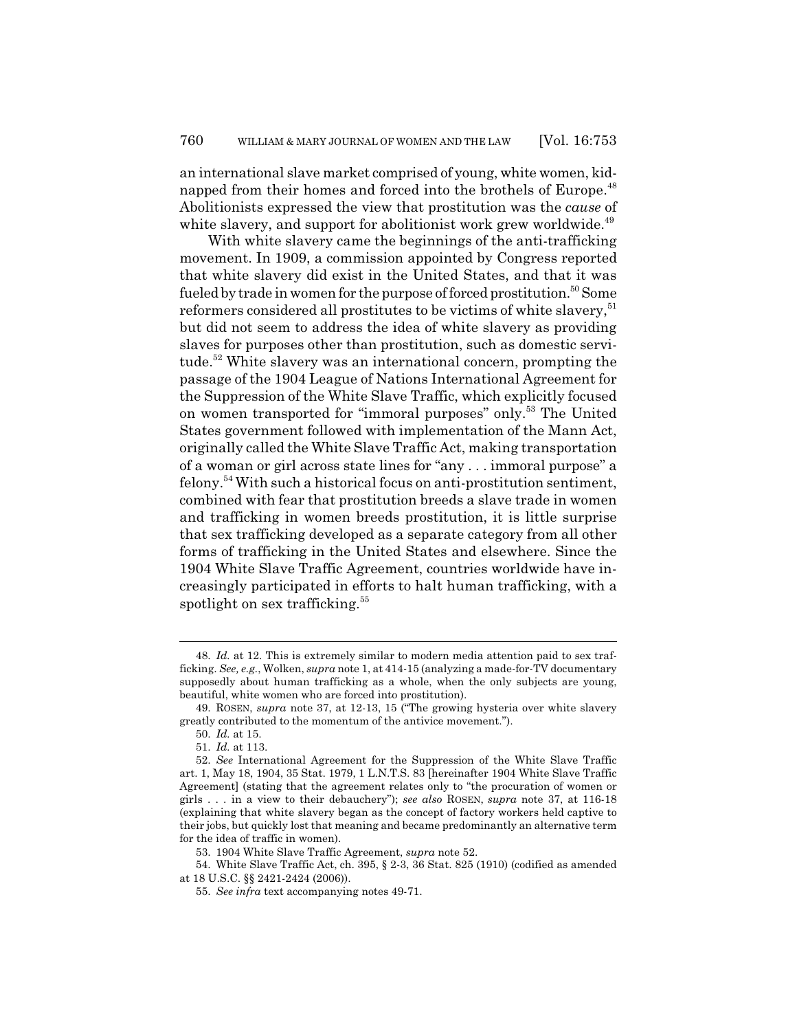an international slave market comprised of young, white women, kidnapped from their homes and forced into the brothels of Europe.[48] Abolitionists expressed the view that prostitution was the *cause* of white slavery, and support for abolitionist work grew worldwide.[49]

With white slavery came the beginnings of the anti-trafficking movement. In 1909, a commission appointed by Congress reported that white slavery did exist in the United States, and that it was fueled by trade in women for the purpose of forced prostitution.[50] Some reformers considered all prostitutes to be victims of white slavery,[51] but did not seem to address the idea of white slavery as providing slaves for purposes other than prostitution, such as domestic servitude.[52] White slavery was an international concern, prompting the passage of the 1904 League of Nations International Agreement for the Suppression of the White Slave Traffic, which explicitly focused on women transported for "immoral purposes" only.[53] The United States government followed with implementation of the Mann Act, originally called the White Slave Traffic Act, making transportation of a woman or girl across state lines for "any . . . immoral purpose" a felony.[54] With such a historical focus on anti-prostitution sentiment, combined with fear that prostitution breeds a slave trade in women and trafficking in women breeds prostitution, it is little surprise that sex trafficking developed as a separate category from all other forms of trafficking in the United States and elsewhere. Since the 1904 White Slave Traffic Agreement, countries worldwide have increasingly participated in efforts to halt human trafficking, with a spotlight on sex trafficking.[55]

---

48. *Id.* at 12. This is extremely similar to modern media attention paid to sex trafficking. *See, e.g.*, Wolken, *supra* note 1, at 414-15 (analyzing a made-for-TV documentary supposedly about human trafficking as a whole, when the only subjects are young, beautiful, white women who are forced into prostitution).

49. ROSEN, *supra* note 37, at 12-13, 15 ("The growing hysteria over white slavery greatly contributed to the momentum of the antivice movement.").

50. *Id.* at 15.

51. *Id.* at 113.

52. *See* International Agreement for the Suppression of the White Slave Traffic art. 1, May 18, 1904, 35 Stat. 1979, 1 L.N.T.S. 83 [hereinafter 1904 White Slave Traffic Agreement] (stating that the agreement relates only to "the procuration of women or girls . . . in a view to their debauchery"); *see also* ROSEN, *supra* note 37, at 116-18 (explaining that white slavery began as the concept of factory workers held captive to their jobs, but quickly lost that meaning and became predominantly an alternative term for the idea of traffic in women).

53. 1904 White Slave Traffic Agreement, *supra* note 52.

54. White Slave Traffic Act, ch. 395, § 2-3, 36 Stat. 825 (1910) (codified as amended at 18 U.S.C. §§ 2421-2424 (2006)).

55. *See infra* text accompanying notes 49-71.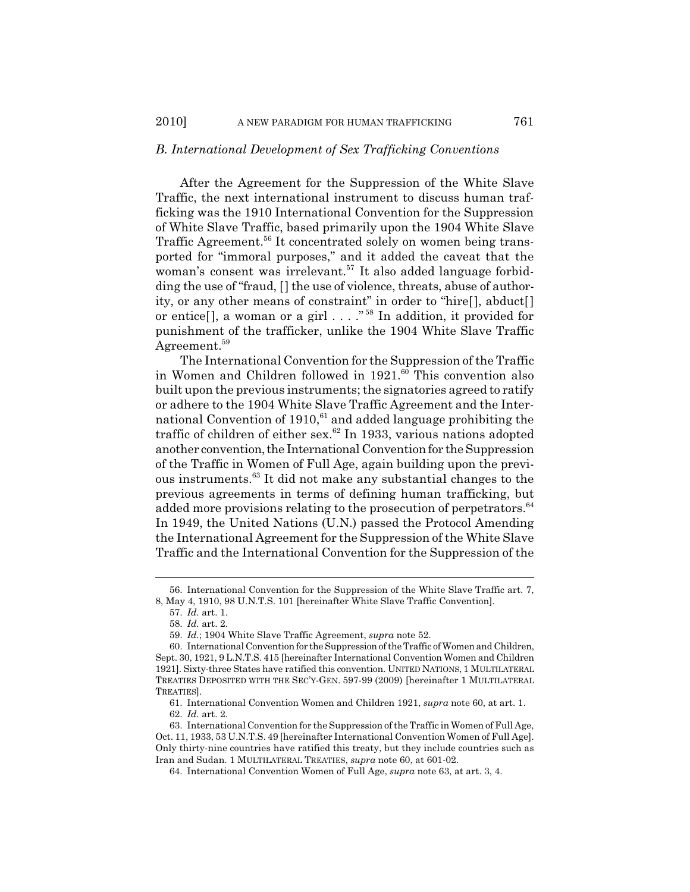### *B. International Development of Sex Trafficking Conventions*

After the Agreement for the Suppression of the White Slave Traffic, the next international instrument to discuss human trafficking was the 1910 International Convention for the Suppression of White Slave Traffic, based primarily upon the 1904 White Slave Traffic Agreement.[56] It concentrated solely on women being transported for "immoral purposes," and it added the caveat that the woman's consent was irrelevant.[57] It also added language forbidding the use of "fraud, [] the use of violence, threats, abuse of authority, or any other means of constraint" in order to "hire[], abduct[] or entice[], a woman or a girl . . . ."[58] In addition, it provided for punishment of the trafficker, unlike the 1904 White Slave Traffic Agreement.[59]

The International Convention for the Suppression of the Traffic in Women and Children followed in 1921.[60] This convention also built upon the previous instruments; the signatories agreed to ratify or adhere to the 1904 White Slave Traffic Agreement and the International Convention of 1910,[61] and added language prohibiting the traffic of children of either sex.[62] In 1933, various nations adopted another convention, the International Convention for the Suppression of the Traffic in Women of Full Age, again building upon the previous instruments.[63] It did not make any substantial changes to the previous agreements in terms of defining human trafficking, but added more provisions relating to the prosecution of perpetrators.[64] In 1949, the United Nations (U.N.) passed the Protocol Amending the International Agreement for the Suppression of the White Slave Traffic and the International Convention for the Suppression of the

---

56. International Convention for the Suppression of the White Slave Traffic art. 7, 8, May 4, 1910, 98 U.N.T.S. 101 [hereinafter White Slave Traffic Convention].

57. *Id.* art. 1.

58. *Id.* art. 2.

59. *Id.*; 1904 White Slave Traffic Agreement, *supra* note 52.

60. International Convention for the Suppression of the Traffic of Women and Children, Sept. 30, 1921, 9 L.N.T.S. 415 [hereinafter International Convention Women and Children 1921]. Sixty-three States have ratified this convention. UNITED NATIONS, 1 MULTILATERAL TREATIES DEPOSITED WITH THE SEC'Y-GEN. 597-99 (2009) [hereinafter 1 MULTILATERAL TREATIES].

61. International Convention Women and Children 1921, *supra* note 60, at art. 1.

62. *Id.* art. 2.

63. International Convention for the Suppression of the Traffic in Women of Full Age, Oct. 11, 1933, 53 U.N.T.S. 49 [hereinafter International Convention Women of Full Age]. Only thirty-nine countries have ratified this treaty, but they include countries such as Iran and Sudan. 1 MULTILATERAL TREATIES, *supra* note 60, at 601-02.

64. International Convention Women of Full Age, *supra* note 63, at art. 3, 4.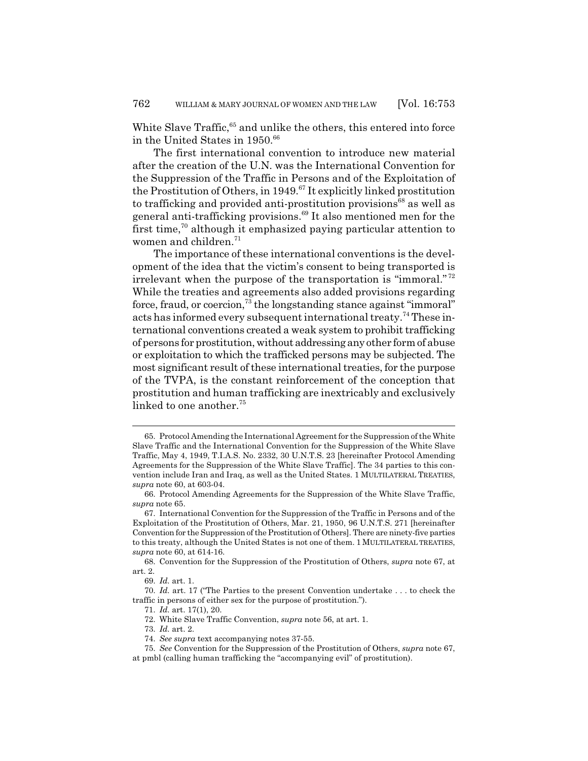White Slave Traffic,[65] and unlike the others, this entered into force in the United States in 1950.[66]

The first international convention to introduce new material after the creation of the U.N. was the International Convention for the Suppression of the Traffic in Persons and of the Exploitation of the Prostitution of Others, in 1949.[67] It explicitly linked prostitution to trafficking and provided anti-prostitution provisions[68] as well as general anti-trafficking provisions.[69] It also mentioned men for the first time,[70] although it emphasized paying particular attention to women and children.[71]

The importance of these international conventions is the development of the idea that the victim's consent to being transported is irrelevant when the purpose of the transportation is "immoral."[72] While the treaties and agreements also added provisions regarding force, fraud, or coercion,[73] the longstanding stance against "immoral" acts has informed every subsequent international treaty.[74] These international conventions created a weak system to prohibit trafficking of persons for prostitution, without addressing any other form of abuse or exploitation to which the trafficked persons may be subjected. The most significant result of these international treaties, for the purpose of the TVPA, is the constant reinforcement of the conception that prostitution and human trafficking are inextricably and exclusively linked to one another.[75]

---

65. Protocol Amending the International Agreement for the Suppression of the White Slave Traffic and the International Convention for the Suppression of the White Slave Traffic, May 4, 1949, T.I.A.S. No. 2332, 30 U.N.T.S. 23 [hereinafter Protocol Amending Agreements for the Suppression of the White Slave Traffic]. The 34 parties to this convention include Iran and Iraq, as well as the United States. 1 MULTILATERAL TREATIES, *supra* note 60, at 603-04.

66. Protocol Amending Agreements for the Suppression of the White Slave Traffic, *supra* note 65.

67. International Convention for the Suppression of the Traffic in Persons and of the Exploitation of the Prostitution of Others, Mar. 21, 1950, 96 U.N.T.S. 271 [hereinafter Convention for the Suppression of the Prostitution of Others]. There are ninety-five parties to this treaty, although the United States is not one of them. 1 MULTILATERAL TREATIES, *supra* note 60, at 614-16.

68. Convention for the Suppression of the Prostitution of Others, *supra* note 67, at art. 2.

69. *Id.* art. 1.

70. *Id.* art. 17 ("The Parties to the present Convention undertake . . . to check the traffic in persons of either sex for the purpose of prostitution.").

71. *Id.* art. 17(1), 20.

72. White Slave Traffic Convention, *supra* note 56, at art. 1.

73. *Id.* art. 2.

74. *See supra* text accompanying notes 37-55.

75. *See* Convention for the Suppression of the Prostitution of Others, *supra* note 67, at pmbl (calling human trafficking the "accompanying evil" of prostitution).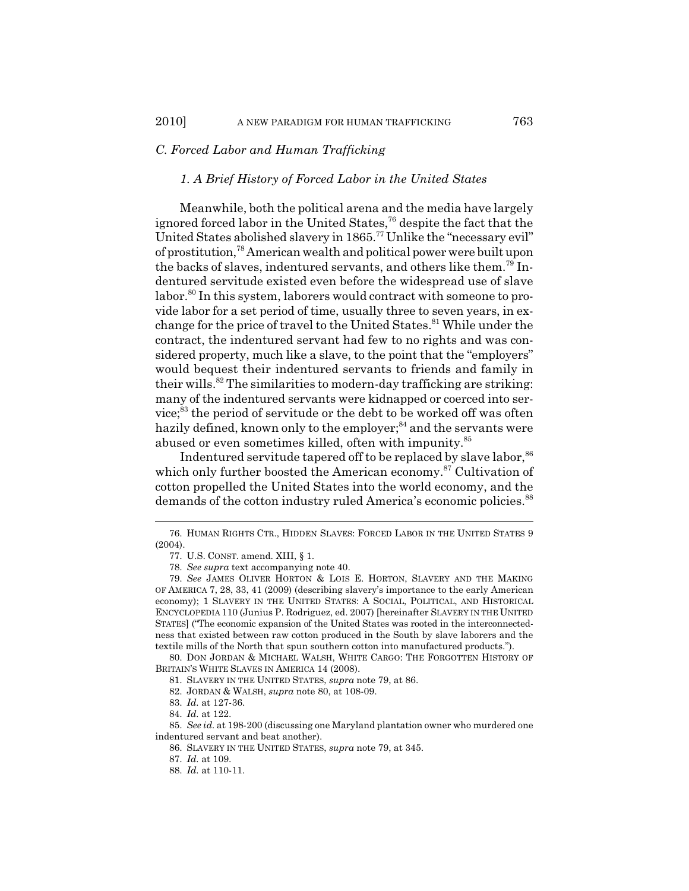### *C. Forced Labor and Human Trafficking*

#### *1. A Brief History of Forced Labor in the United States*

Meanwhile, both the political arena and the media have largely ignored forced labor in the United States,[76] despite the fact that the United States abolished slavery in 1865.[77] Unlike the "necessary evil" of prostitution,[78] American wealth and political power were built upon the backs of slaves, indentured servants, and others like them.[79] Indentured servitude existed even before the widespread use of slave labor.[80] In this system, laborers would contract with someone to provide labor for a set period of time, usually three to seven years, in exchange for the price of travel to the United States.[81] While under the contract, the indentured servant had few to no rights and was considered property, much like a slave, to the point that the "employers" would bequest their indentured servants to friends and family in their wills.[82] The similarities to modern-day trafficking are striking: many of the indentured servants were kidnapped or coerced into service;[83] the period of servitude or the debt to be worked off was often hazily defined, known only to the employer;[84] and the servants were abused or even sometimes killed, often with impunity.[85]

Indentured servitude tapered off to be replaced by slave labor,[86] which only further boosted the American economy.[87] Cultivation of cotton propelled the United States into the world economy, and the demands of the cotton industry ruled America's economic policies.[88]

---

76. HUMAN RIGHTS CTR., HIDDEN SLAVES: FORCED LABOR IN THE UNITED STATES 9 (2004).

77. U.S. CONST. amend. XIII, § 1.

78. *See supra* text accompanying note 40.

79. *See* JAMES OLIVER HORTON & LOIS E. HORTON, SLAVERY AND THE MAKING OF AMERICA 7, 28, 33, 41 (2009) (describing slavery's importance to the early American economy); 1 SLAVERY IN THE UNITED STATES: A SOCIAL, POLITICAL, AND HISTORICAL ENCYCLOPEDIA 110 (Junius P. Rodriguez, ed. 2007) [hereinafter SLAVERY IN THE UNITED STATES] ("The economic expansion of the United States was rooted in the interconnectedness that existed between raw cotton produced in the South by slave laborers and the textile mills of the North that spun southern cotton into manufactured products.").

80. DON JORDAN & MICHAEL WALSH, WHITE CARGO: THE FORGOTTEN HISTORY OF BRITAIN'S WHITE SLAVES IN AMERICA 14 (2008).

81. SLAVERY IN THE UNITED STATES, *supra* note 79, at 86.

82. JORDAN & WALSH, *supra* note 80, at 108-09.

83. *Id.* at 127-36.

84. *Id.* at 122.

85. *See id.* at 198-200 (discussing one Maryland plantation owner who murdered one indentured servant and beat another).

86. SLAVERY IN THE UNITED STATES, *supra* note 79, at 345.

87. *Id.* at 109.

88. *Id.* at 110-11.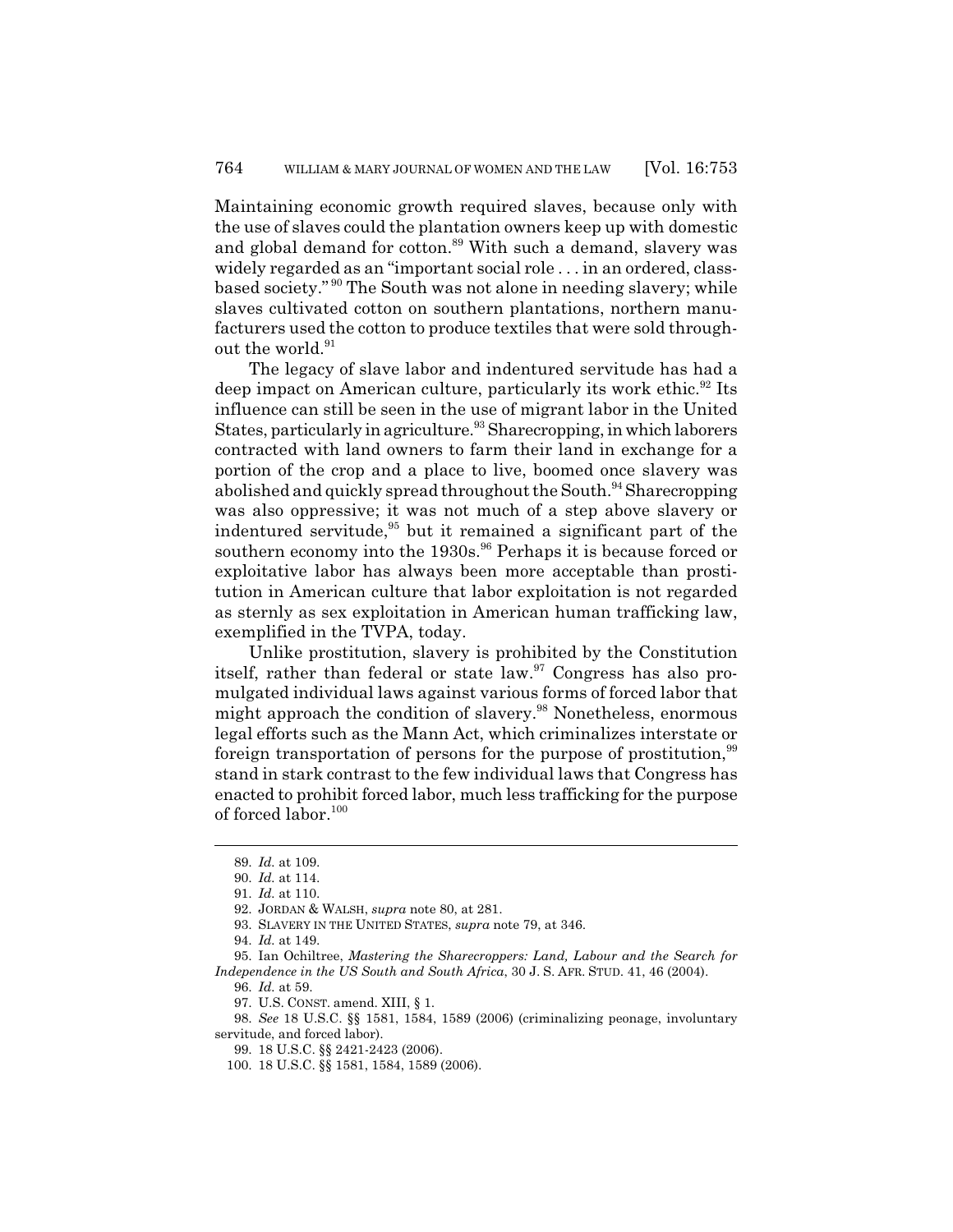Maintaining economic growth required slaves, because only with the use of slaves could the plantation owners keep up with domestic and global demand for cotton.[89] With such a demand, slavery was widely regarded as an "important social role . . . in an ordered, class-based society."[90] The South was not alone in needing slavery; while slaves cultivated cotton on southern plantations, northern manufacturers used the cotton to produce textiles that were sold throughout the world.[91]

The legacy of slave labor and indentured servitude has had a deep impact on American culture, particularly its work ethic.[92] Its influence can still be seen in the use of migrant labor in the United States, particularly in agriculture.[93] Sharecropping, in which laborers contracted with land owners to farm their land in exchange for a portion of the crop and a place to live, boomed once slavery was abolished and quickly spread throughout the South.[94] Sharecropping was also oppressive; it was not much of a step above slavery or indentured servitude,[95] but it remained a significant part of the southern economy into the 1930s.[96] Perhaps it is because forced or exploitative labor has always been more acceptable than prostitution in American culture that labor exploitation is not regarded as sternly as sex exploitation in American human trafficking law, exemplified in the TVPA, today.

Unlike prostitution, slavery is prohibited by the Constitution itself, rather than federal or state law.[97] Congress has also promulgated individual laws against various forms of forced labor that might approach the condition of slavery.[98] Nonetheless, enormous legal efforts such as the Mann Act, which criminalizes interstate or foreign transportation of persons for the purpose of prostitution,[99] stand in stark contrast to the few individual laws that Congress has enacted to prohibit forced labor, much less trafficking for the purpose of forced labor.[100]

---

89. *Id.* at 109.

90. *Id.* at 114.

91. *Id.* at 110.

92. JORDAN & WALSH, *supra* note 80, at 281.

93. SLAVERY IN THE UNITED STATES, *supra* note 79, at 346.

94. *Id.* at 149.

95. Ian Ochiltree, *Mastering the Sharecroppers: Land, Labour and the Search for Independence in the US South and South Africa*, 30 J. S. AFR. STUD. 41, 46 (2004).

96. *Id.* at 59.

97. U.S. CONST. amend. XIII, § 1.

98. *See* 18 U.S.C. §§ 1581, 1584, 1589 (2006) (criminalizing peonage, involuntary servitude, and forced labor).

99. 18 U.S.C. §§ 2421-2423 (2006).

100. 18 U.S.C. §§ 1581, 1584, 1589 (2006).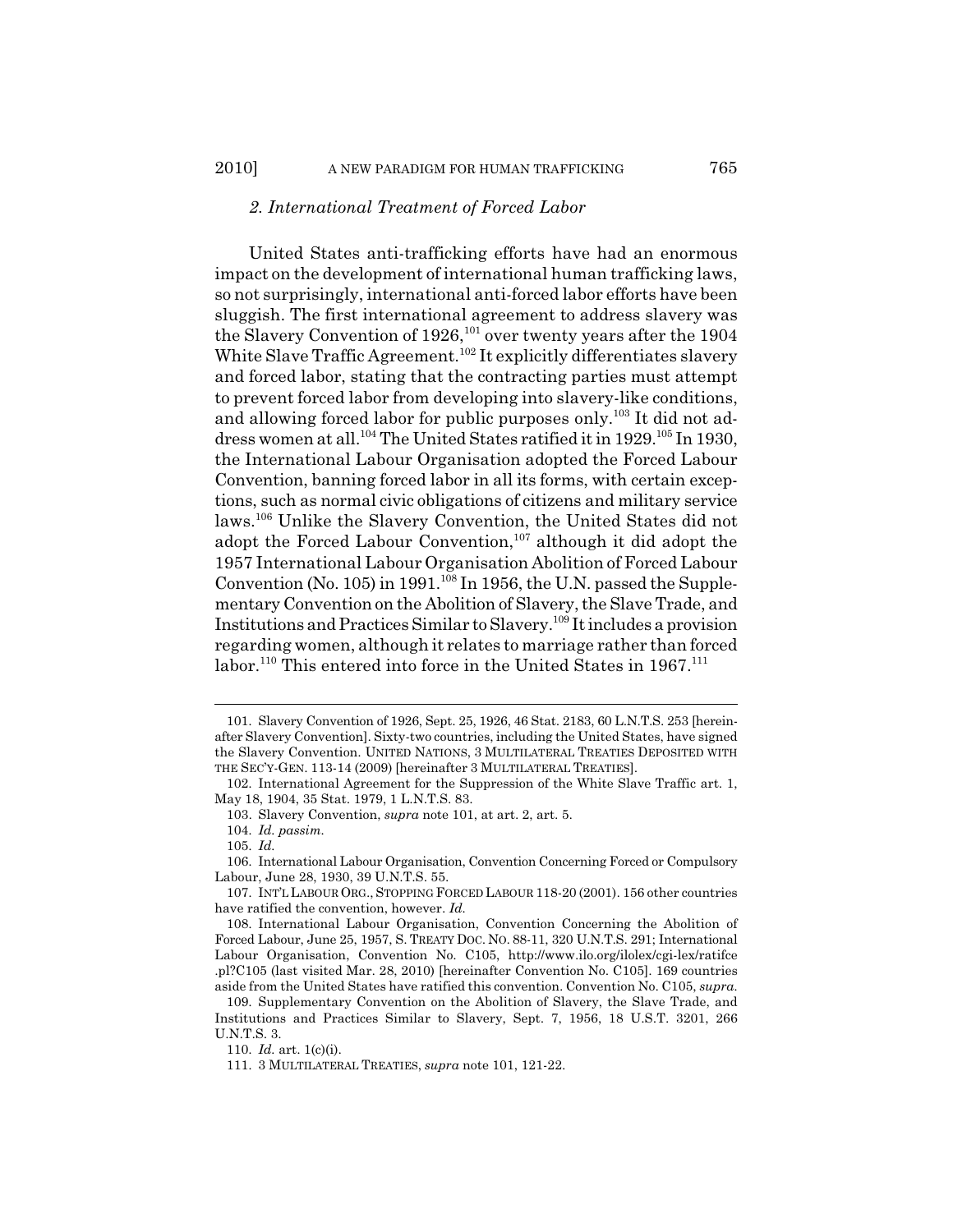### *2. International Treatment of Forced Labor*

United States anti-trafficking efforts have had an enormous impact on the development of international human trafficking laws, so not surprisingly, international anti-forced labor efforts have been sluggish. The first international agreement to address slavery was the Slavery Convention of 1926,[101] over twenty years after the 1904 White Slave Traffic Agreement.[102] It explicitly differentiates slavery and forced labor, stating that the contracting parties must attempt to prevent forced labor from developing into slavery-like conditions, and allowing forced labor for public purposes only.[103] It did not address women at all.[104] The United States ratified it in 1929.[105] In 1930, the International Labour Organisation adopted the Forced Labour Convention, banning forced labor in all its forms, with certain exceptions, such as normal civic obligations of citizens and military service laws.[106] Unlike the Slavery Convention, the United States did not adopt the Forced Labour Convention,[107] although it did adopt the 1957 International Labour Organisation Abolition of Forced Labour Convention (No. 105) in 1991.[108] In 1956, the U.N. passed the Supplementary Convention on the Abolition of Slavery, the Slave Trade, and Institutions and Practices Similar to Slavery.[109] It includes a provision regarding women, although it relates to marriage rather than forced labor.[110] This entered into force in the United States in 1967.[111]

---

101. Slavery Convention of 1926, Sept. 25, 1926, 46 Stat. 2183, 60 L.N.T.S. 253 [hereinafter Slavery Convention]. Sixty-two countries, including the United States, have signed the Slavery Convention. UNITED NATIONS, 3 MULTILATERAL TREATIES DEPOSITED WITH THE SEC'Y-GEN. 113-14 (2009) [hereinafter 3 MULTILATERAL TREATIES].

102. International Agreement for the Suppression of the White Slave Traffic art. 1, May 18, 1904, 35 Stat. 1979, 1 L.N.T.S. 83.

103. Slavery Convention, *supra* note 101, at art. 2, art. 5.

104. *Id. passim.*

105. *Id.*

106. International Labour Organisation, Convention Concerning Forced or Compulsory Labour, June 28, 1930, 39 U.N.T.S. 55.

107. INT'L LABOUR ORG., STOPPING FORCED LABOUR 118-20 (2001). 156 other countries have ratified the convention, however. *Id.*

108. International Labour Organisation, Convention Concerning the Abolition of Forced Labour, June 25, 1957, S. TREATY DOC. NO. 88-11, 320 U.N.T.S. 291; International Labour Organisation, Convention No. C105, http://www.ilo.org/ilolex/cgi-lex/ratifce.pl?C105 (last visited Mar. 28, 2010) [hereinafter Convention No. C105]. 169 countries aside from the United States have ratified this convention. Convention No. C105, *supra.*

109. Supplementary Convention on the Abolition of Slavery, the Slave Trade, and Institutions and Practices Similar to Slavery, Sept. 7, 1956, 18 U.S.T. 3201, 266 U.N.T.S. 3.

110. *Id.* art. 1(c)(i).

111. 3 MULTILATERAL TREATIES, *supra* note 101, 121-22.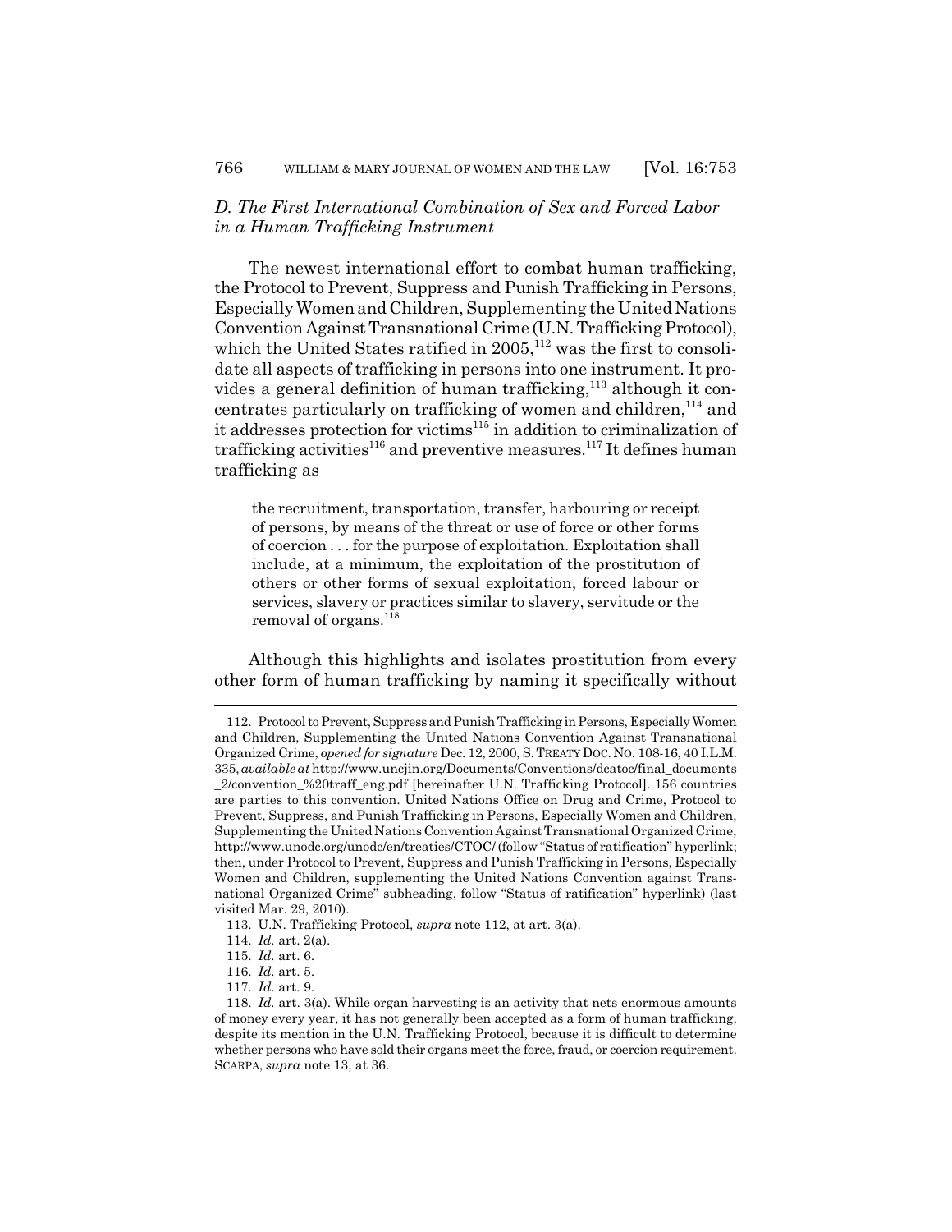### *D. The First International Combination of Sex and Forced Labor in a Human Trafficking Instrument*

The newest international effort to combat human trafficking, the Protocol to Prevent, Suppress and Punish Trafficking in Persons, Especially Women and Children, Supplementing the United Nations Convention Against Transnational Crime (U.N. Trafficking Protocol), which the United States ratified in 2005,[112] was the first to consolidate all aspects of trafficking in persons into one instrument. It provides a general definition of human trafficking,[113] although it concentrates particularly on trafficking of women and children,[114] and it addresses protection for victims[115] in addition to criminalization of trafficking activities[116] and preventive measures.[117] It defines human trafficking as

> the recruitment, transportation, transfer, harbouring or receipt of persons, by means of the threat or use of force or other forms of coercion . . . for the purpose of exploitation. Exploitation shall include, at a minimum, the exploitation of the prostitution of others or other forms of sexual exploitation, forced labour or services, slavery or practices similar to slavery, servitude or the removal of organs.[118]

Although this highlights and isolates prostitution from every other form of human trafficking by naming it specifically without

---

112. Protocol to Prevent, Suppress and Punish Trafficking in Persons, Especially Women and Children, Supplementing the United Nations Convention Against Transnational Organized Crime, *opened for signature* Dec. 12, 2000, S. TREATY DOC. NO. 108-16, 40 I.L.M. 335, *available at* http://www.uncjin.org/Documents/Conventions/dcatoc/final_documents_2/convention_%20traff_eng.pdf [hereinafter U.N. Trafficking Protocol]. 156 countries are parties to this convention. United Nations Office on Drug and Crime, Protocol to Prevent, Suppress, and Punish Trafficking in Persons, Especially Women and Children, Supplementing the United Nations Convention Against Transnational Organized Crime, http://www.unodc.org/unodc/en/treaties/CTOC/ (follow "Status of ratification" hyperlink; then, under Protocol to Prevent, Suppress and Punish Trafficking in Persons, Especially Women and Children, supplementing the United Nations Convention against Transnational Organized Crime" subheading, follow "Status of ratification" hyperlink) (last visited Mar. 29, 2010).

113. U.N. Trafficking Protocol, *supra* note 112, at art. 3(a).

114. *Id.* art. 2(a).

115. *Id.* art. 6.

116. *Id.* art. 5.

117. *Id.* art. 9.

118. *Id.* art. 3(a). While organ harvesting is an activity that nets enormous amounts of money every year, it has not generally been accepted as a form of human trafficking, despite its mention in the U.N. Trafficking Protocol, because it is difficult to determine whether persons who have sold their organs meet the force, fraud, or coercion requirement. SCARPA, *supra* note 13, at 36.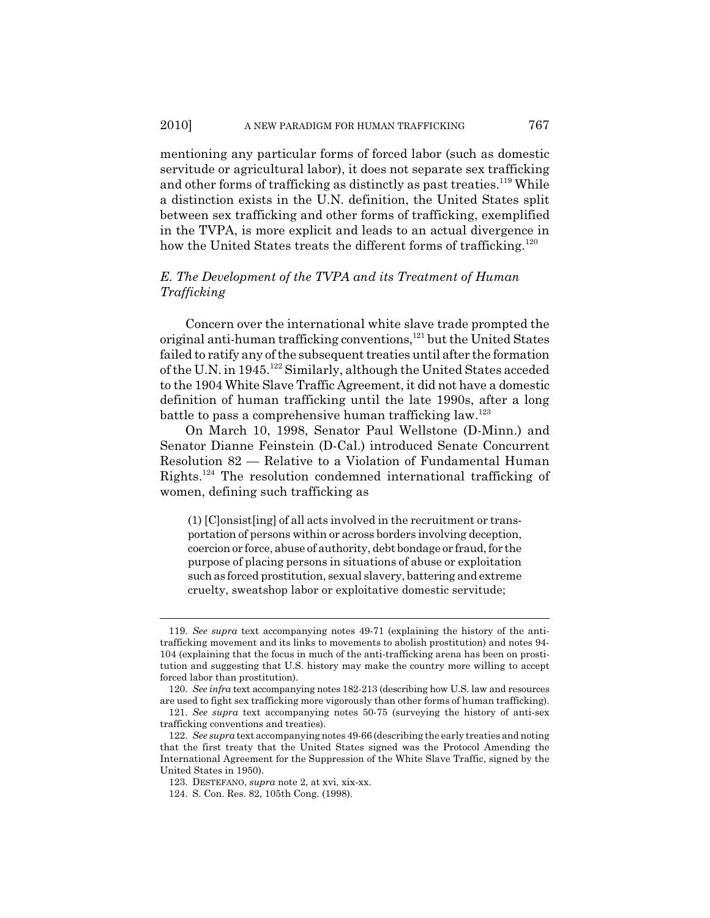mentioning any particular forms of forced labor (such as domestic servitude or agricultural labor), it does not separate sex trafficking and other forms of trafficking as distinctly as past treaties.[119] While a distinction exists in the U.N. definition, the United States split between sex trafficking and other forms of trafficking, exemplified in the TVPA, is more explicit and leads to an actual divergence in how the United States treats the different forms of trafficking.[120]

### *E. The Development of the TVPA and its Treatment of Human Trafficking*

Concern over the international white slave trade prompted the original anti-human trafficking conventions,[121] but the United States failed to ratify any of the subsequent treaties until after the formation of the U.N. in 1945.[122] Similarly, although the United States acceded to the 1904 White Slave Traffic Agreement, it did not have a domestic definition of human trafficking until the late 1990s, after a long battle to pass a comprehensive human trafficking law.[123]

On March 10, 1998, Senator Paul Wellstone (D-Minn.) and Senator Dianne Feinstein (D-Cal.) introduced Senate Concurrent Resolution 82 — Relative to a Violation of Fundamental Human Rights.[124] The resolution condemned international trafficking of women, defining such trafficking as

> (1) [C]onsist[ing] of all acts involved in the recruitment or transportation of persons within or across borders involving deception, coercion or force, abuse of authority, debt bondage or fraud, for the purpose of placing persons in situations of abuse or exploitation such as forced prostitution, sexual slavery, battering and extreme cruelty, sweatshop labor or exploitative domestic servitude;

---

119. *See supra* text accompanying notes 49-71 (explaining the history of the anti-trafficking movement and its links to movements to abolish prostitution) and notes 94-104 (explaining that the focus in much of the anti-trafficking arena has been on prostitution and suggesting that U.S. history may make the country more willing to accept forced labor than prostitution).

120. *See infra* text accompanying notes 182-213 (describing how U.S. law and resources are used to fight sex trafficking more vigorously than other forms of human trafficking).

121. *See supra* text accompanying notes 50-75 (surveying the history of anti-sex trafficking conventions and treaties).

122. *See supra* text accompanying notes 49-66 (describing the early treaties and noting that the first treaty that the United States signed was the Protocol Amending the International Agreement for the Suppression of the White Slave Traffic, signed by the United States in 1950).

123. DESTEFANO, *supra* note 2, at xvi, xix-xx.

124. S. Con. Res. 82, 105th Cong. (1998).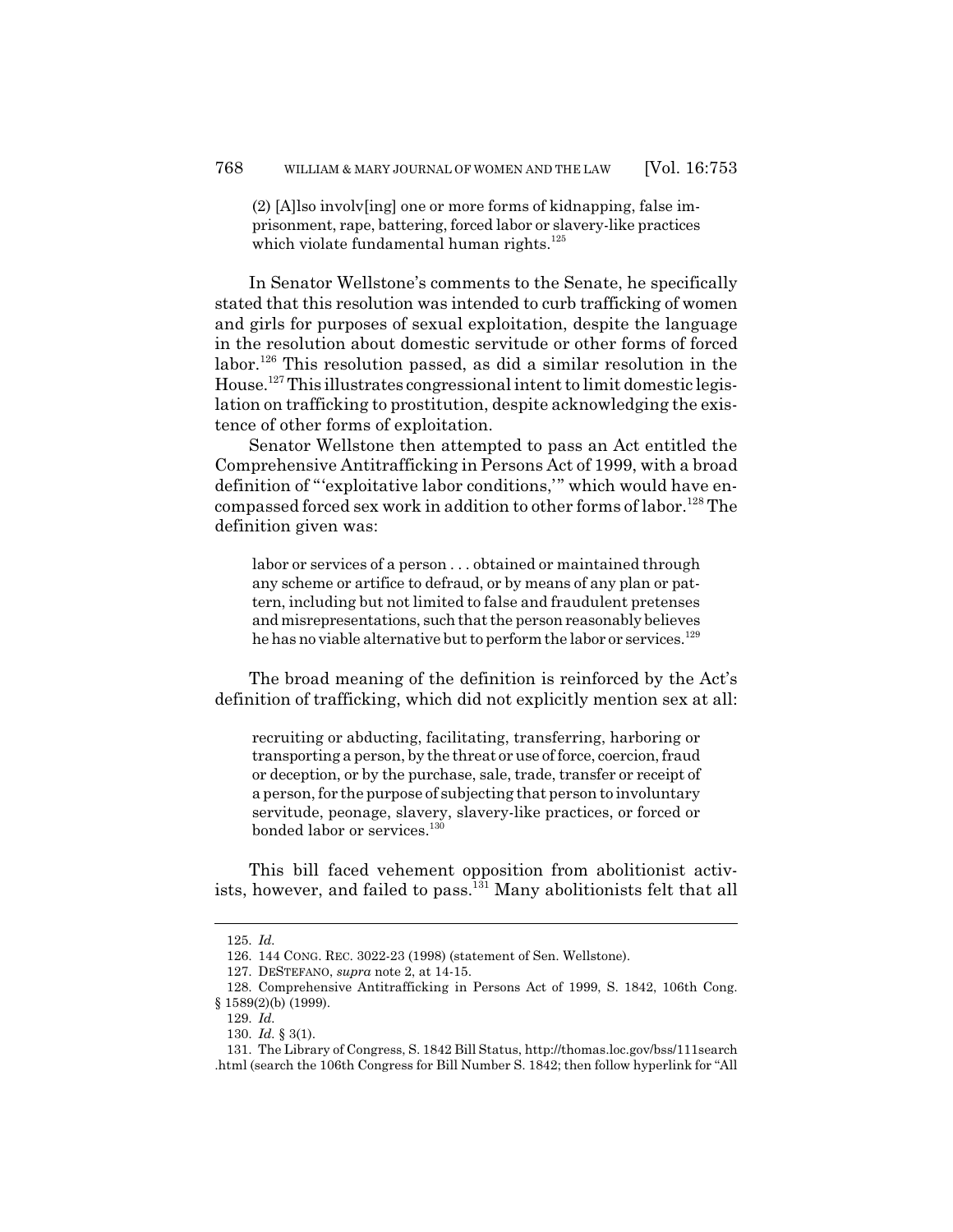> (2) [A]lso involv[ing] one or more forms of kidnapping, false imprisonment, rape, battering, forced labor or slavery-like practices which violate fundamental human rights.[125]

In Senator Wellstone's comments to the Senate, he specifically stated that this resolution was intended to curb trafficking of women and girls for purposes of sexual exploitation, despite the language in the resolution about domestic servitude or other forms of forced labor.[126] This resolution passed, as did a similar resolution in the House.[127] This illustrates congressional intent to limit domestic legislation on trafficking to prostitution, despite acknowledging the existence of other forms of exploitation.

Senator Wellstone then attempted to pass an Act entitled the Comprehensive Antitrafficking in Persons Act of 1999, with a broad definition of "'exploitative labor conditions,'" which would have encompassed forced sex work in addition to other forms of labor.[128] The definition given was:

> labor or services of a person . . . obtained or maintained through any scheme or artifice to defraud, or by means of any plan or pattern, including but not limited to false and fraudulent pretenses and misrepresentations, such that the person reasonably believes he has no viable alternative but to perform the labor or services.[129]

The broad meaning of the definition is reinforced by the Act's definition of trafficking, which did not explicitly mention sex at all:

> recruiting or abducting, facilitating, transferring, harboring or transporting a person, by the threat or use of force, coercion, fraud or deception, or by the purchase, sale, trade, transfer or receipt of a person, for the purpose of subjecting that person to involuntary servitude, peonage, slavery, slavery-like practices, or forced or bonded labor or services.[130]

This bill faced vehement opposition from abolitionist activists, however, and failed to pass.[131] Many abolitionists felt that all

---

125. *Id.*

126. 144 CONG. REC. 3022-23 (1998) (statement of Sen. Wellstone).

127. DESTEFANO, *supra* note 2, at 14-15.

128. Comprehensive Antitrafficking in Persons Act of 1999, S. 1842, 106th Cong. § 1589(2)(b) (1999).

129. *Id.*

130. *Id.* § 3(1).

131. The Library of Congress, S. 1842 Bill Status, http://thomas.loc.gov/bss/111search.html (search the 106th Congress for Bill Number S. 1842; then follow hyperlink for "All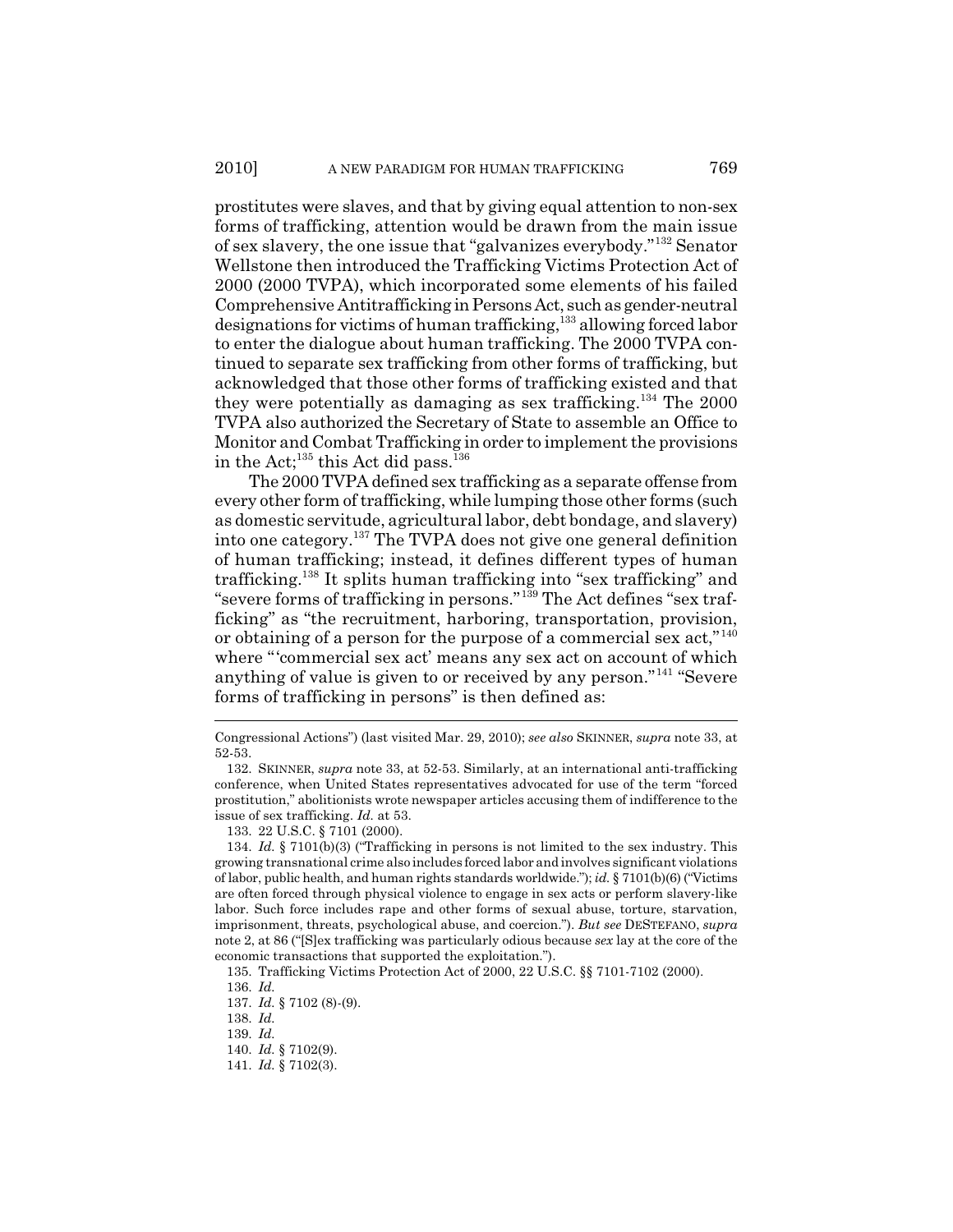prostitutes were slaves, and that by giving equal attention to non-sex forms of trafficking, attention would be drawn from the main issue of sex slavery, the one issue that "galvanizes everybody."[132] Senator Wellstone then introduced the Trafficking Victims Protection Act of 2000 (2000 TVPA), which incorporated some elements of his failed Comprehensive Antitrafficking in Persons Act, such as gender-neutral designations for victims of human trafficking,[133] allowing forced labor to enter the dialogue about human trafficking. The 2000 TVPA continued to separate sex trafficking from other forms of trafficking, but acknowledged that those other forms of trafficking existed and that they were potentially as damaging as sex trafficking.[134] The 2000 TVPA also authorized the Secretary of State to assemble an Office to Monitor and Combat Trafficking in order to implement the provisions in the Act;[135] this Act did pass.[136]

The 2000 TVPA defined sex trafficking as a separate offense from every other form of trafficking, while lumping those other forms (such as domestic servitude, agricultural labor, debt bondage, and slavery) into one category.[137] The TVPA does not give one general definition of human trafficking; instead, it defines different types of human trafficking.[138] It splits human trafficking into "sex trafficking" and "severe forms of trafficking in persons."[139] The Act defines "sex trafficking" as "the recruitment, harboring, transportation, provision, or obtaining of a person for the purpose of a commercial sex act,"[140] where "'commercial sex act' means any sex act on account of which anything of value is given to or received by any person."[141] "Severe forms of trafficking in persons" is then defined as:

---

Congressional Actions") (last visited Mar. 29, 2010); *see also* SKINNER, *supra* note 33, at 52-53.

132. SKINNER, *supra* note 33, at 52-53. Similarly, at an international anti-trafficking conference, when United States representatives advocated for use of the term "forced prostitution," abolitionists wrote newspaper articles accusing them of indifference to the issue of sex trafficking. *Id.* at 53.

133. 22 U.S.C. § 7101 (2000).

134. *Id.* § 7101(b)(3) ("Trafficking in persons is not limited to the sex industry. This growing transnational crime also includes forced labor and involves significant violations of labor, public health, and human rights standards worldwide."); *id.* § 7101(b)(6) ("Victims are often forced through physical violence to engage in sex acts or perform slavery-like labor. Such force includes rape and other forms of sexual abuse, torture, starvation, imprisonment, threats, psychological abuse, and coercion."). *But see* DESTEFANO, *supra* note 2, at 86 ("[S]ex trafficking was particularly odious because *sex* lay at the core of the economic transactions that supported the exploitation.").

135. Trafficking Victims Protection Act of 2000, 22 U.S.C. §§ 7101-7102 (2000).

136. *Id.*

137. *Id.* § 7102 (8)-(9).

138. *Id.*

139. *Id.*

140. *Id.* § 7102(9).

141. *Id.* § 7102(3).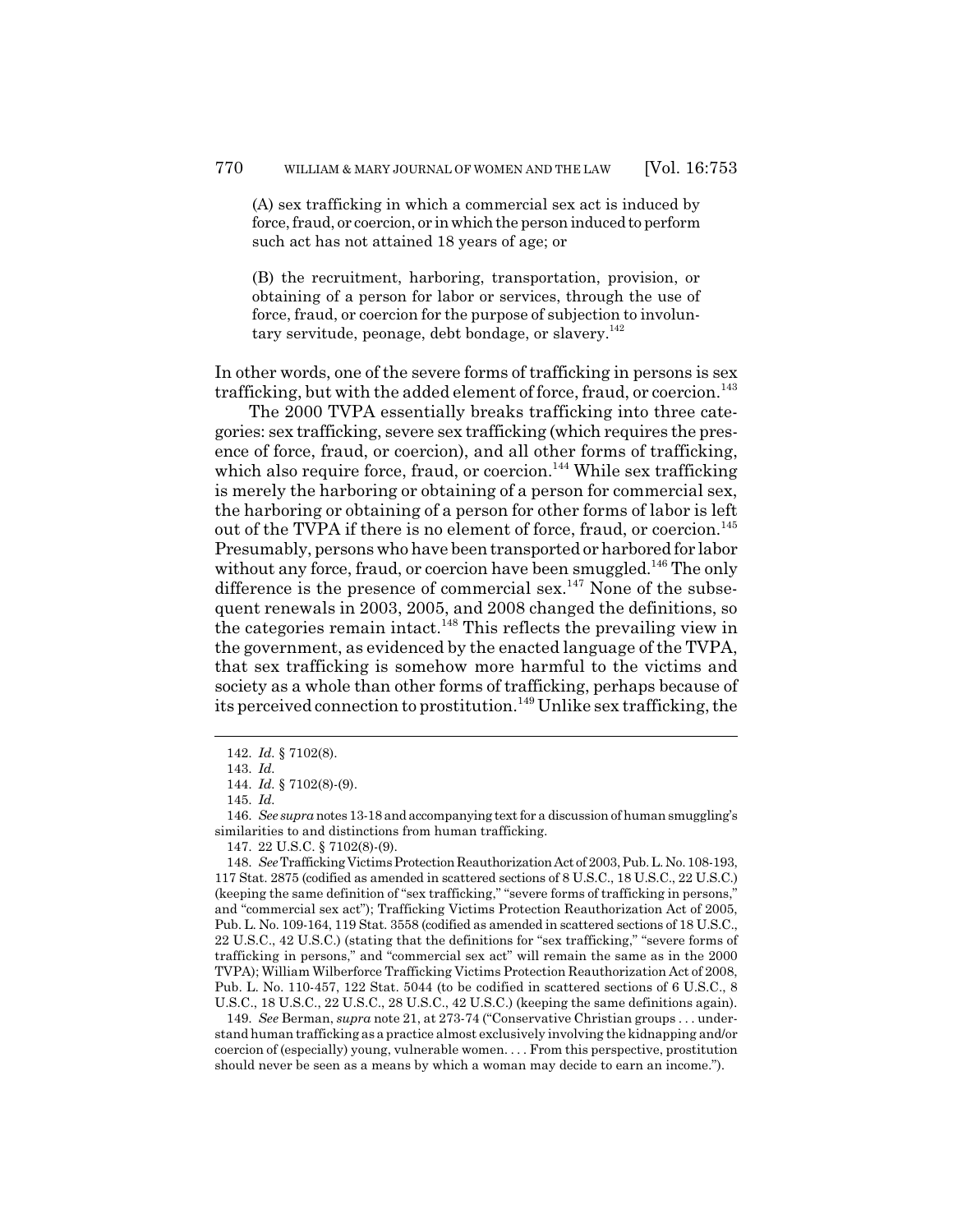(A) sex trafficking in which a commercial sex act is induced by force, fraud, or coercion, or in which the person induced to perform such act has not attained 18 years of age; or

(B) the recruitment, harboring, transportation, provision, or obtaining of a person for labor or services, through the use of force, fraud, or coercion for the purpose of subjection to involuntary servitude, peonage, debt bondage, or slavery.[142]

In other words, one of the severe forms of trafficking in persons is sex trafficking, but with the added element of force, fraud, or coercion.[143]

The 2000 TVPA essentially breaks trafficking into three categories: sex trafficking, severe sex trafficking (which requires the presence of force, fraud, or coercion), and all other forms of trafficking, which also require force, fraud, or coercion.[144] While sex trafficking is merely the harboring or obtaining of a person for commercial sex, the harboring or obtaining of a person for other forms of labor is left out of the TVPA if there is no element of force, fraud, or coercion.[145] Presumably, persons who have been transported or harbored for labor without any force, fraud, or coercion have been smuggled.[146] The only difference is the presence of commercial sex.[147] None of the subsequent renewals in 2003, 2005, and 2008 changed the definitions, so the categories remain intact.[148] This reflects the prevailing view in the government, as evidenced by the enacted language of the TVPA, that sex trafficking is somehow more harmful to the victims and society as a whole than other forms of trafficking, perhaps because of its perceived connection to prostitution.[149] Unlike sex trafficking, the

142. *Id.* § 7102(8).

143. *Id.*

144. *Id.* § 7102(8)-(9).

145. *Id.*

146. *See supra* notes 13-18 and accompanying text for a discussion of human smuggling's similarities to and distinctions from human trafficking.

147. 22 U.S.C. § 7102(8)-(9).

148. *See* Trafficking Victims Protection Reauthorization Act of 2003, Pub. L. No. 108-193, 117 Stat. 2875 (codified as amended in scattered sections of 8 U.S.C., 18 U.S.C., 22 U.S.C.) (keeping the same definition of "sex trafficking," "severe forms of trafficking in persons," and "commercial sex act"); Trafficking Victims Protection Reauthorization Act of 2005, Pub. L. No. 109-164, 119 Stat. 3558 (codified as amended in scattered sections of 18 U.S.C., 22 U.S.C., 42 U.S.C.) (stating that the definitions for "sex trafficking," "severe forms of trafficking in persons," and "commercial sex act" will remain the same as in the 2000 TVPA); William Wilberforce Trafficking Victims Protection Reauthorization Act of 2008, Pub. L. No. 110-457, 122 Stat. 5044 (to be codified in scattered sections of 6 U.S.C., 8 U.S.C., 18 U.S.C., 22 U.S.C., 28 U.S.C., 42 U.S.C.) (keeping the same definitions again).

149. *See* Berman, *supra* note 21, at 273-74 ("Conservative Christian groups . . . understand human trafficking as a practice almost exclusively involving the kidnapping and/or coercion of (especially) young, vulnerable women. . . . From this perspective, prostitution should never be seen as a means by which a woman may decide to earn an income.").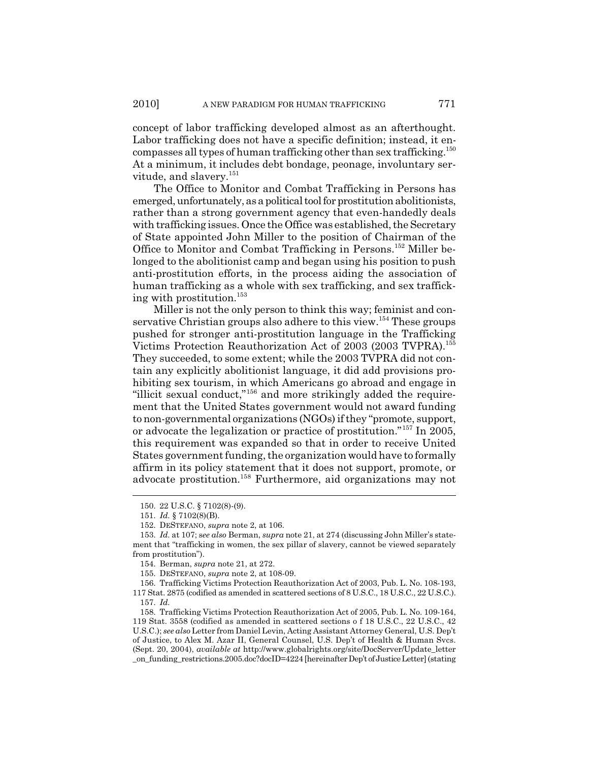concept of labor trafficking developed almost as an afterthought. Labor trafficking does not have a specific definition; instead, it encompasses all types of human trafficking other than sex trafficking.[150] At a minimum, it includes debt bondage, peonage, involuntary servitude, and slavery.[151]

The Office to Monitor and Combat Trafficking in Persons has emerged, unfortunately, as a political tool for prostitution abolitionists, rather than a strong government agency that even-handedly deals with trafficking issues. Once the Office was established, the Secretary of State appointed John Miller to the position of Chairman of the Office to Monitor and Combat Trafficking in Persons.[152] Miller belonged to the abolitionist camp and began using his position to push anti-prostitution efforts, in the process aiding the association of human trafficking as a whole with sex trafficking, and sex trafficking with prostitution.[153]

Miller is not the only person to think this way; feminist and conservative Christian groups also adhere to this view.[154] These groups pushed for stronger anti-prostitution language in the Trafficking Victims Protection Reauthorization Act of 2003 (2003 TVPRA).[155] They succeeded, to some extent; while the 2003 TVPRA did not contain any explicitly abolitionist language, it did add provisions prohibiting sex tourism, in which Americans go abroad and engage in "illicit sexual conduct,"[156] and more strikingly added the requirement that the United States government would not award funding to non-governmental organizations (NGOs) if they "promote, support, or advocate the legalization or practice of prostitution."[157] In 2005, this requirement was expanded so that in order to receive United States government funding, the organization would have to formally affirm in its policy statement that it does not support, promote, or advocate prostitution.[158] Furthermore, aid organizations may not

---

150. 22 U.S.C. § 7102(8)-(9).

151. *Id.* § 7102(8)(B).

152. DESTEFANO, *supra* note 2, at 106.

153. *Id.* at 107; *see also* Berman, *supra* note 21, at 274 (discussing John Miller's statement that "trafficking in women, the sex pillar of slavery, cannot be viewed separately from prostitution").

154. Berman, *supra* note 21, at 272.

155. DESTEFANO, *supra* note 2, at 108-09.

156. Trafficking Victims Protection Reauthorization Act of 2003, Pub. L. No. 108-193, 117 Stat. 2875 (codified as amended in scattered sections of 8 U.S.C., 18 U.S.C., 22 U.S.C.).

157. *Id.*

158. Trafficking Victims Protection Reauthorization Act of 2005, Pub. L. No. 109-164, 119 Stat. 3558 (codified as amended in scattered sections o f 18 U.S.C., 22 U.S.C., 42 U.S.C.); *see also* Letter from Daniel Levin, Acting Assistant Attorney General, U.S. Dep't of Justice, to Alex M. Azar II, General Counsel, U.S. Dep't of Health & Human Svcs. (Sept. 20, 2004), *available at* http://www.globalrights.org/site/DocServer/Update_letter_on_funding_restrictions.2005.doc?docID=4224 [hereinafter Dep't of Justice Letter] (stating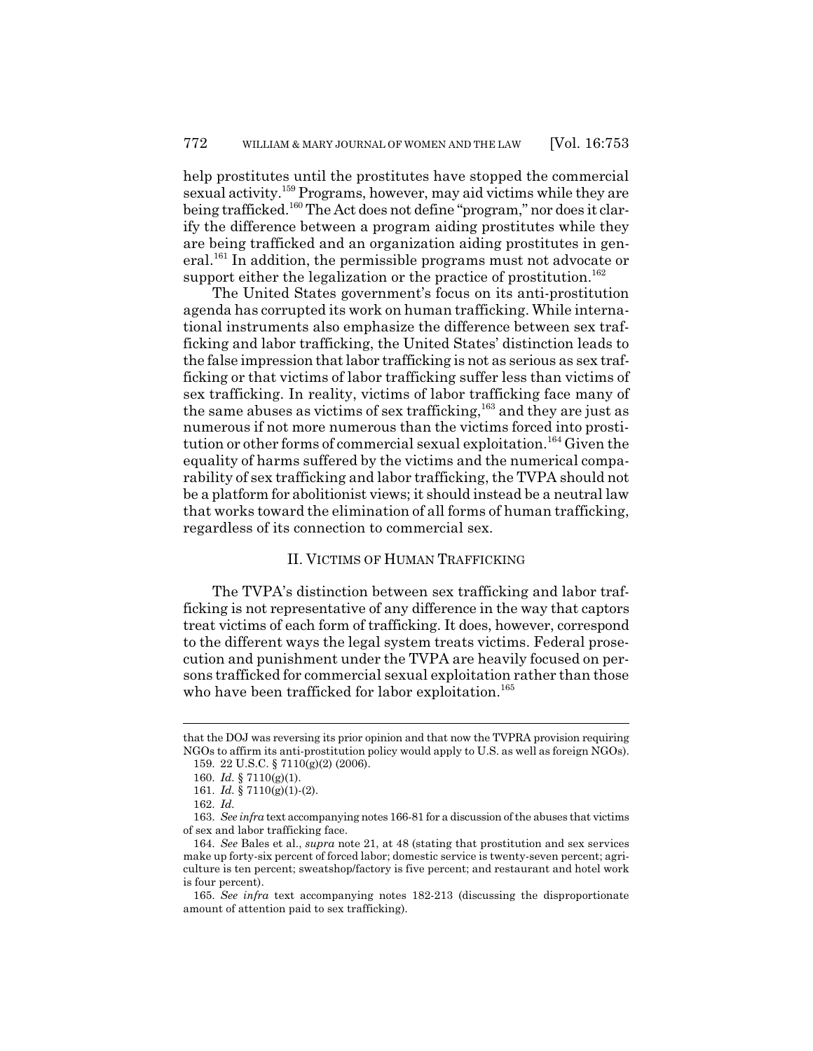help prostitutes until the prostitutes have stopped the commercial sexual activity.[159] Programs, however, may aid victims while they are being trafficked.[160] The Act does not define "program," nor does it clarify the difference between a program aiding prostitutes while they are being trafficked and an organization aiding prostitutes in general.[161] In addition, the permissible programs must not advocate or support either the legalization or the practice of prostitution.[162]

The United States government's focus on its anti-prostitution agenda has corrupted its work on human trafficking. While international instruments also emphasize the difference between sex trafficking and labor trafficking, the United States' distinction leads to the false impression that labor trafficking is not as serious as sex trafficking or that victims of labor trafficking suffer less than victims of sex trafficking. In reality, victims of labor trafficking face many of the same abuses as victims of sex trafficking,[163] and they are just as numerous if not more numerous than the victims forced into prostitution or other forms of commercial sexual exploitation.[164] Given the equality of harms suffered by the victims and the numerical comparability of sex trafficking and labor trafficking, the TVPA should not be a platform for abolitionist views; it should instead be a neutral law that works toward the elimination of all forms of human trafficking, regardless of its connection to commercial sex.

## II. VICTIMS OF HUMAN TRAFFICKING

The TVPA's distinction between sex trafficking and labor trafficking is not representative of any difference in the way that captors treat victims of each form of trafficking. It does, however, correspond to the different ways the legal system treats victims. Federal prosecution and punishment under the TVPA are heavily focused on persons trafficked for commercial sexual exploitation rather than those who have been trafficked for labor exploitation.[165]

---

that the DOJ was reversing its prior opinion and that now the TVPRA provision requiring NGOs to affirm its anti-prostitution policy would apply to U.S. as well as foreign NGOs).

159. 22 U.S.C. § 7110(g)(2) (2006).

160. *Id.* § 7110(g)(1).

161. *Id.* § 7110(g)(1)-(2).

162. *Id.*

163. *See infra* text accompanying notes 166-81 for a discussion of the abuses that victims of sex and labor trafficking face.

164. *See* Bales et al., *supra* note 21, at 48 (stating that prostitution and sex services make up forty-six percent of forced labor; domestic service is twenty-seven percent; agriculture is ten percent; sweatshop/factory is five percent; and restaurant and hotel work is four percent).

165. *See infra* text accompanying notes 182-213 (discussing the disproportionate amount of attention paid to sex trafficking).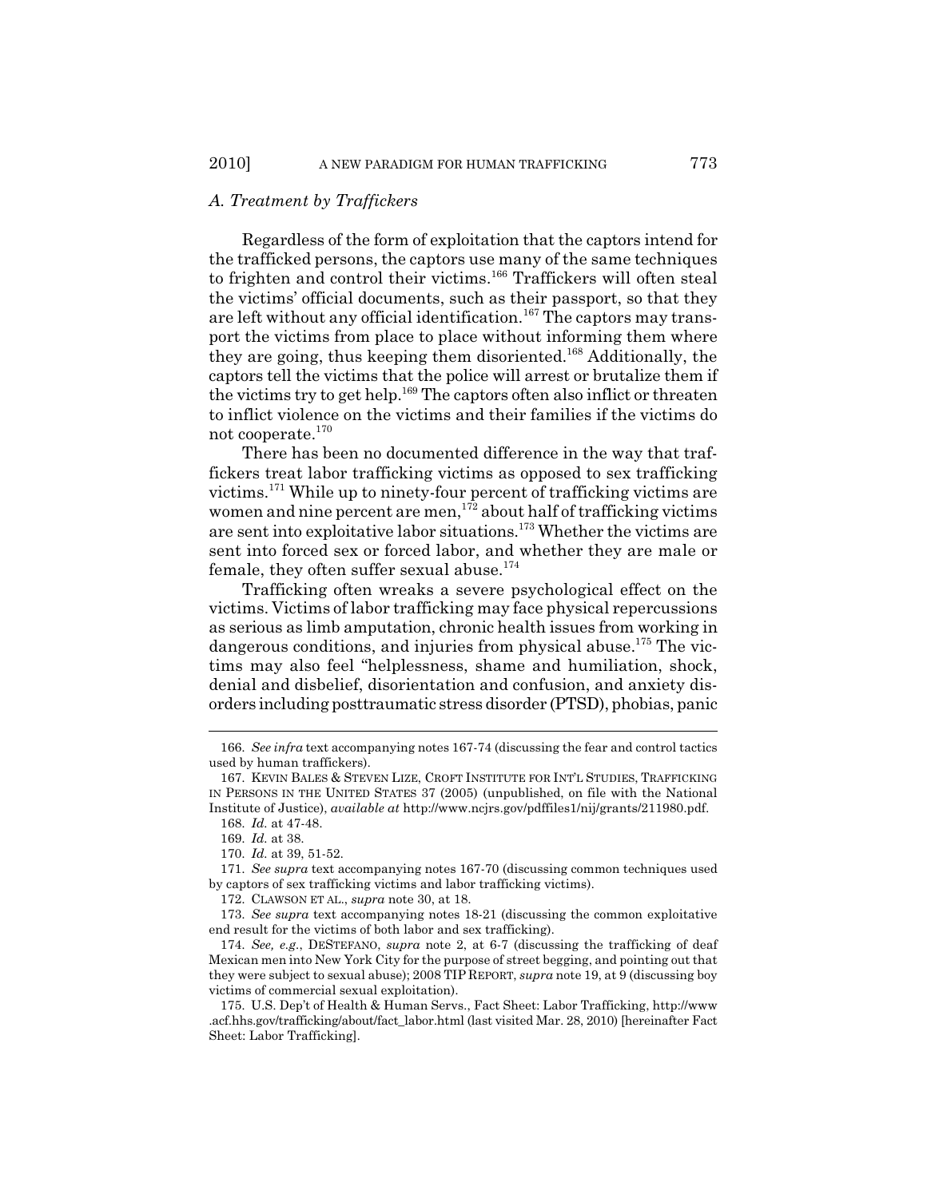### *A. Treatment by Traffickers*

Regardless of the form of exploitation that the captors intend for the trafficked persons, the captors use many of the same techniques to frighten and control their victims.[166] Traffickers will often steal the victims' official documents, such as their passport, so that they are left without any official identification.[167] The captors may transport the victims from place to place without informing them where they are going, thus keeping them disoriented.[168] Additionally, the captors tell the victims that the police will arrest or brutalize them if the victims try to get help.[169] The captors often also inflict or threaten to inflict violence on the victims and their families if the victims do not cooperate.[170]

There has been no documented difference in the way that traffickers treat labor trafficking victims as opposed to sex trafficking victims.[171] While up to ninety-four percent of trafficking victims are women and nine percent are men,[172] about half of trafficking victims are sent into exploitative labor situations.[173] Whether the victims are sent into forced sex or forced labor, and whether they are male or female, they often suffer sexual abuse.[174]

Trafficking often wreaks a severe psychological effect on the victims. Victims of labor trafficking may face physical repercussions as serious as limb amputation, chronic health issues from working in dangerous conditions, and injuries from physical abuse.[175] The victims may also feel "helplessness, shame and humiliation, shock, denial and disbelief, disorientation and confusion, and anxiety disorders including posttraumatic stress disorder (PTSD), phobias, panic

---

166. *See infra* text accompanying notes 167-74 (discussing the fear and control tactics used by human traffickers).

167. KEVIN BALES & STEVEN LIZE, CROFT INSTITUTE FOR INT'L STUDIES, TRAFFICKING IN PERSONS IN THE UNITED STATES 37 (2005) (unpublished, on file with the National Institute of Justice), *available at* http://www.ncjrs.gov/pdffiles1/nij/grants/211980.pdf.

168. *Id.* at 47-48.

169. *Id.* at 38.

170. *Id.* at 39, 51-52.

171. *See supra* text accompanying notes 167-70 (discussing common techniques used by captors of sex trafficking victims and labor trafficking victims).

172. CLAWSON ET AL., *supra* note 30, at 18.

173. *See supra* text accompanying notes 18-21 (discussing the common exploitative end result for the victims of both labor and sex trafficking).

174. *See, e.g.*, DESTEFANO, *supra* note 2, at 6-7 (discussing the trafficking of deaf Mexican men into New York City for the purpose of street begging, and pointing out that they were subject to sexual abuse); 2008 TIP REPORT, *supra* note 19, at 9 (discussing boy victims of commercial sexual exploitation).

175. U.S. Dep't of Health & Human Servs., Fact Sheet: Labor Trafficking, http://www.acf.hhs.gov/trafficking/about/fact_labor.html (last visited Mar. 28, 2010) [hereinafter Fact Sheet: Labor Trafficking].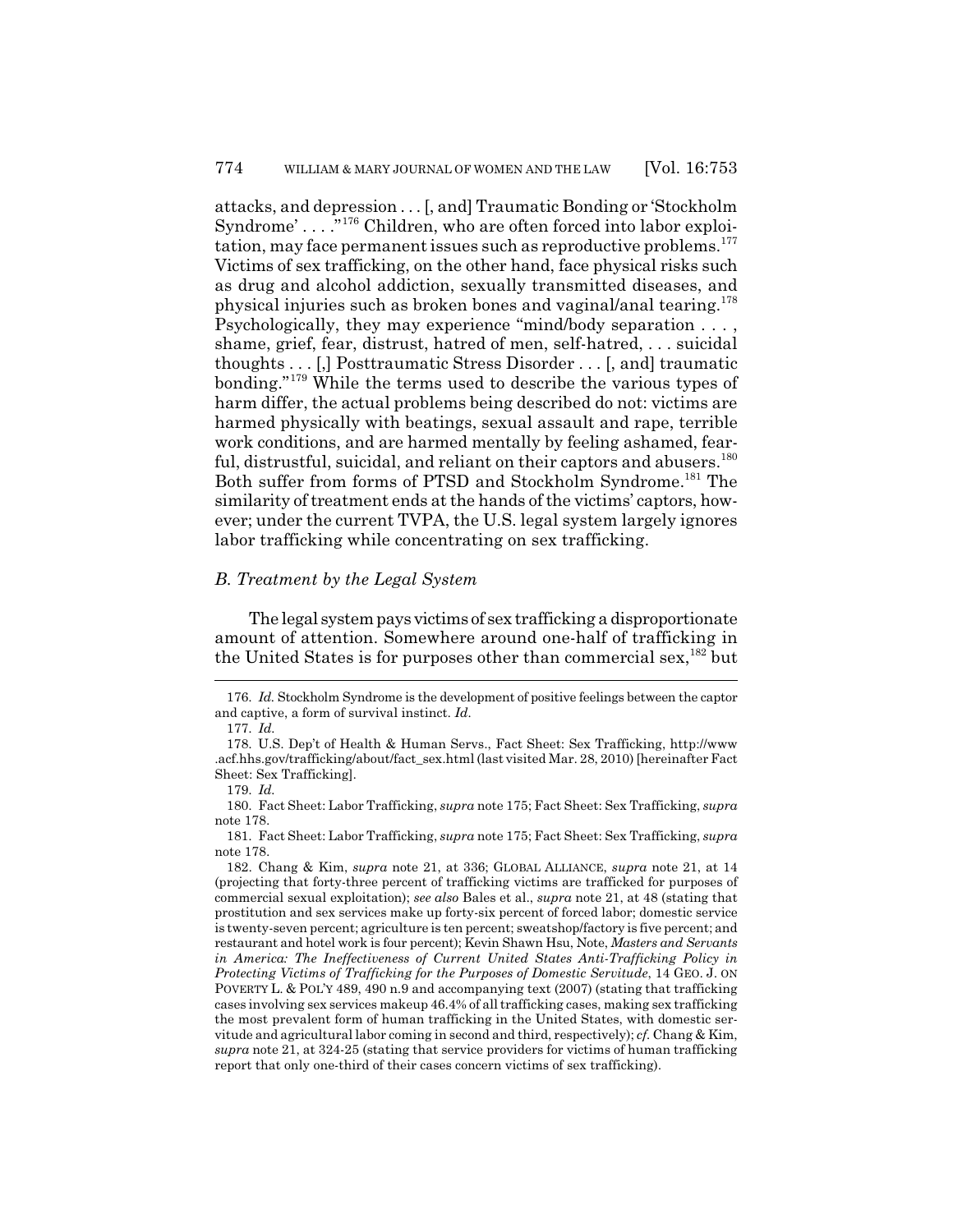attacks, and depression . . . [, and] Traumatic Bonding or 'Stockholm Syndrome' . . . ."[176] Children, who are often forced into labor exploitation, may face permanent issues such as reproductive problems.[177] Victims of sex trafficking, on the other hand, face physical risks such as drug and alcohol addiction, sexually transmitted diseases, and physical injuries such as broken bones and vaginal/anal tearing.[178] Psychologically, they may experience "mind/body separation . . . , shame, grief, fear, distrust, hatred of men, self-hatred, . . . suicidal thoughts . . . [,] Posttraumatic Stress Disorder . . . [, and] traumatic bonding."[179] While the terms used to describe the various types of harm differ, the actual problems being described do not: victims are harmed physically with beatings, sexual assault and rape, terrible work conditions, and are harmed mentally by feeling ashamed, fearful, distrustful, suicidal, and reliant on their captors and abusers.[180] Both suffer from forms of PTSD and Stockholm Syndrome.[181] The similarity of treatment ends at the hands of the victims' captors, however; under the current TVPA, the U.S. legal system largely ignores labor trafficking while concentrating on sex trafficking.

### *B. Treatment by the Legal System*

The legal system pays victims of sex trafficking a disproportionate amount of attention. Somewhere around one-half of trafficking in the United States is for purposes other than commercial sex,[182] but

---

176. *Id.* Stockholm Syndrome is the development of positive feelings between the captor and captive, a form of survival instinct. *Id.*

177. *Id.*

178. U.S. Dep't of Health & Human Servs., Fact Sheet: Sex Trafficking, http://www.acf.hhs.gov/trafficking/about/fact_sex.html (last visited Mar. 28, 2010) [hereinafter Fact Sheet: Sex Trafficking].

179. *Id.*

180. Fact Sheet: Labor Trafficking, *supra* note 175; Fact Sheet: Sex Trafficking, *supra* note 178.

181. Fact Sheet: Labor Trafficking, *supra* note 175; Fact Sheet: Sex Trafficking, *supra* note 178.

182. Chang & Kim, *supra* note 21, at 336; GLOBAL ALLIANCE, *supra* note 21, at 14 (projecting that forty-three percent of trafficking victims are trafficked for purposes of commercial sexual exploitation); *see also* Bales et al., *supra* note 21, at 48 (stating that prostitution and sex services make up forty-six percent of forced labor; domestic service is twenty-seven percent; agriculture is ten percent; sweatshop/factory is five percent; and restaurant and hotel work is four percent); Kevin Shawn Hsu, Note, *Masters and Servants in America: The Ineffectiveness of Current United States Anti-Trafficking Policy in Protecting Victims of Trafficking for the Purposes of Domestic Servitude*, 14 GEO. J. ON POVERTY L. & POL'Y 489, 490 n.9 and accompanying text (2007) (stating that trafficking cases involving sex services makeup 46.4% of all trafficking cases, making sex trafficking the most prevalent form of human trafficking in the United States, with domestic servitude and agricultural labor coming in second and third, respectively); *cf.* Chang & Kim, *supra* note 21, at 324-25 (stating that service providers for victims of human trafficking report that only one-third of their cases concern victims of sex trafficking).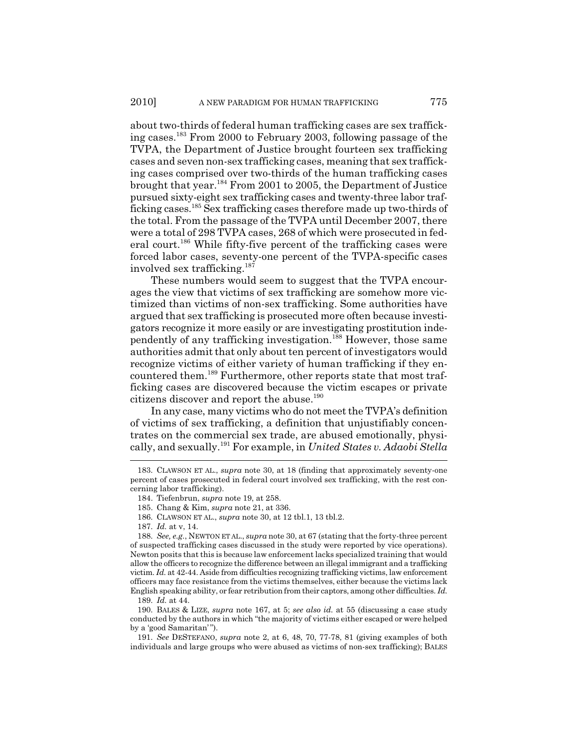about two-thirds of federal human trafficking cases are sex trafficking cases.[183] From 2000 to February 2003, following passage of the TVPA, the Department of Justice brought fourteen sex trafficking cases and seven non-sex trafficking cases, meaning that sex trafficking cases comprised over two-thirds of the human trafficking cases brought that year.[184] From 2001 to 2005, the Department of Justice pursued sixty-eight sex trafficking cases and twenty-three labor trafficking cases.[185] Sex trafficking cases therefore made up two-thirds of the total. From the passage of the TVPA until December 2007, there were a total of 298 TVPA cases, 268 of which were prosecuted in federal court.[186] While fifty-five percent of the trafficking cases were forced labor cases, seventy-one percent of the TVPA-specific cases involved sex trafficking.[187]

These numbers would seem to suggest that the TVPA encourages the view that victims of sex trafficking are somehow more victimized than victims of non-sex trafficking. Some authorities have argued that sex trafficking is prosecuted more often because investigators recognize it more easily or are investigating prostitution independently of any trafficking investigation.[188] However, those same authorities admit that only about ten percent of investigators would recognize victims of either variety of human trafficking if they encountered them.[189] Furthermore, other reports state that most trafficking cases are discovered because the victim escapes or private citizens discover and report the abuse.[190]

In any case, many victims who do not meet the TVPA's definition of victims of sex trafficking, a definition that unjustifiably concentrates on the commercial sex trade, are abused emotionally, physically, and sexually.[191] For example, in *United States v. Adaobi Stella*

183. CLAWSON ET AL., *supra* note 30, at 18 (finding that approximately seventy-one percent of cases prosecuted in federal court involved sex trafficking, with the rest concerning labor trafficking).

184. Tiefenbrun, *supra* note 19, at 258.

185. Chang & Kim, *supra* note 21, at 336.

186. CLAWSON ET AL., *supra* note 30, at 12 tbl.1, 13 tbl.2.

187. *Id.* at v, 14.

188. *See, e.g.*, NEWTON ET AL., *supra* note 30, at 67 (stating that the forty-three percent of suspected trafficking cases discussed in the study were reported by vice operations). Newton posits that this is because law enforcement lacks specialized training that would allow the officers to recognize the difference between an illegal immigrant and a trafficking victim. *Id.* at 42-44. Aside from difficulties recognizing trafficking victims, law enforcement officers may face resistance from the victims themselves, either because the victims lack English speaking ability, or fear retribution from their captors, among other difficulties. *Id.*

189. *Id.* at 44.

190. BALES & LIZE, *supra* note 167, at 5; *see also id.* at 55 (discussing a case study conducted by the authors in which "the majority of victims either escaped or were helped by a 'good Samaritan' ").

191. *See* DESTEFANO, *supra* note 2, at 6, 48, 70, 77-78, 81 (giving examples of both individuals and large groups who were abused as victims of non-sex trafficking); BALES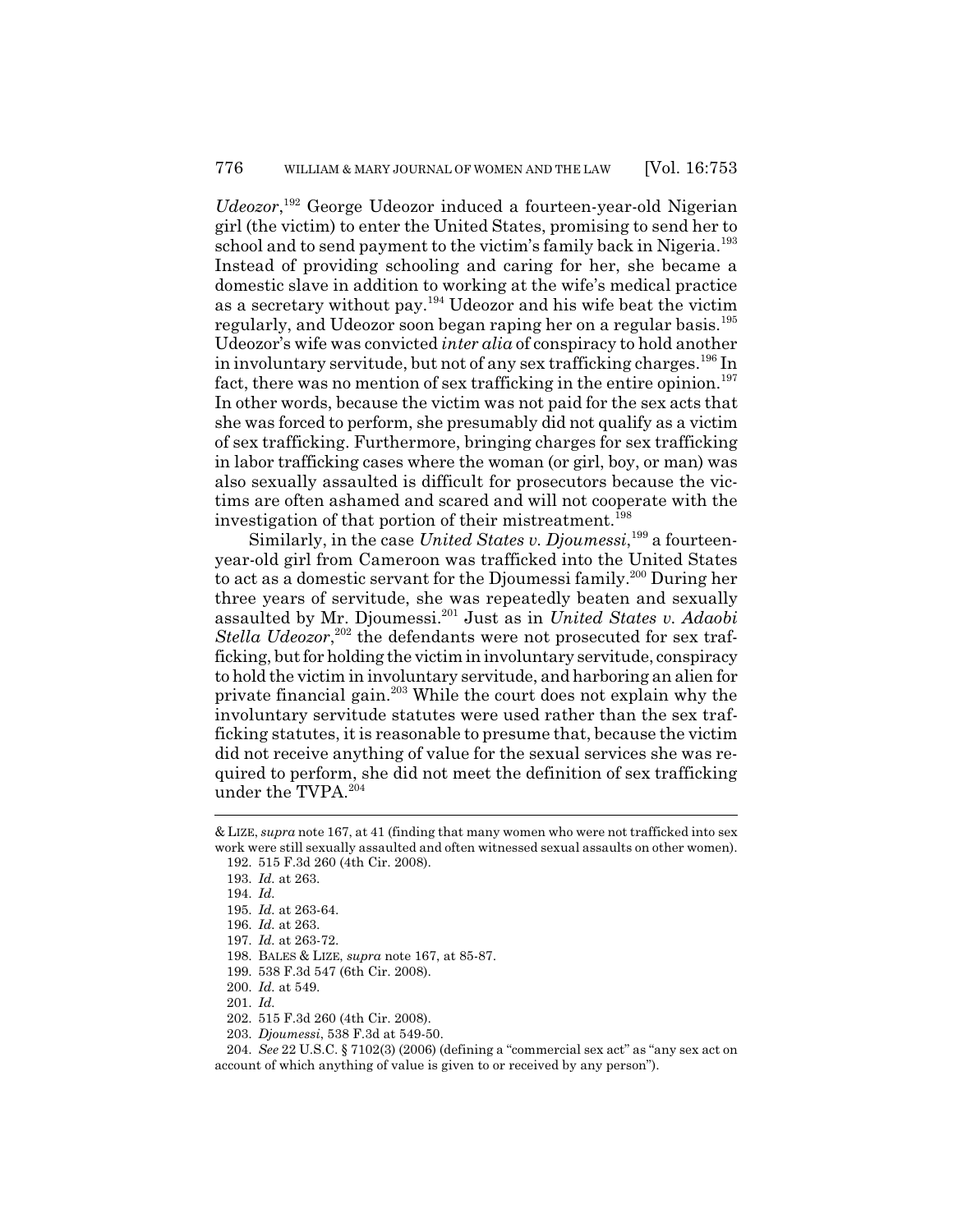*Udeozor*,[192] George Udeozor induced a fourteen-year-old Nigerian girl (the victim) to enter the United States, promising to send her to school and to send payment to the victim's family back in Nigeria.[193] Instead of providing schooling and caring for her, she became a domestic slave in addition to working at the wife's medical practice as a secretary without pay.[194] Udeozor and his wife beat the victim regularly, and Udeozor soon began raping her on a regular basis.[195] Udeozor's wife was convicted *inter alia* of conspiracy to hold another in involuntary servitude, but not of any sex trafficking charges.[196] In fact, there was no mention of sex trafficking in the entire opinion.[197] In other words, because the victim was not paid for the sex acts that she was forced to perform, she presumably did not qualify as a victim of sex trafficking. Furthermore, bringing charges for sex trafficking in labor trafficking cases where the woman (or girl, boy, or man) was also sexually assaulted is difficult for prosecutors because the victims are often ashamed and scared and will not cooperate with the investigation of that portion of their mistreatment.[198]

Similarly, in the case *United States v. Djoumessi*,[199] a fourteen-year-old girl from Cameroon was trafficked into the United States to act as a domestic servant for the Djoumessi family.[200] During her three years of servitude, she was repeatedly beaten and sexually assaulted by Mr. Djoumessi.[201] Just as in *United States v. Adaobi Stella Udeozor*,[202] the defendants were not prosecuted for sex trafficking, but for holding the victim in involuntary servitude, conspiracy to hold the victim in involuntary servitude, and harboring an alien for private financial gain.[203] While the court does not explain why the involuntary servitude statutes were used rather than the sex trafficking statutes, it is reasonable to presume that, because the victim did not receive anything of value for the sexual services she was required to perform, she did not meet the definition of sex trafficking under the TVPA.[204]

---

& LIZE, *supra* note 167, at 41 (finding that many women who were not trafficked into sex work were still sexually assaulted and often witnessed sexual assaults on other women).

192. 515 F.3d 260 (4th Cir. 2008).
193. *Id.* at 263.
194. *Id.*
195. *Id.* at 263-64.
196. *Id.* at 263.
197. *Id.* at 263-72.
198. BALES & LIZE, *supra* note 167, at 85-87.
199. 538 F.3d 547 (6th Cir. 2008).
200. *Id.* at 549.
201. *Id.*
202. 515 F.3d 260 (4th Cir. 2008).
203. *Djoumessi*, 538 F.3d at 549-50.
204. *See* 22 U.S.C. § 7102(3) (2006) (defining a "commercial sex act" as "any sex act on account of which anything of value is given to or received by any person").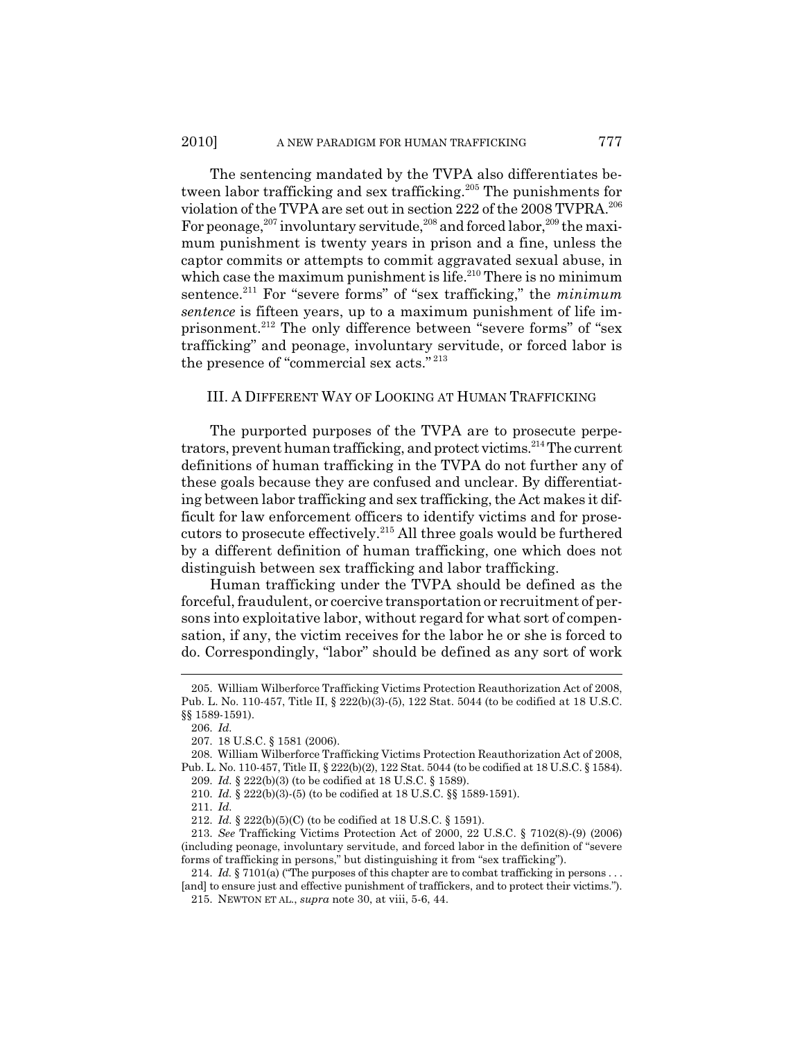The sentencing mandated by the TVPA also differentiates between labor trafficking and sex trafficking.[205] The punishments for violation of the TVPA are set out in section 222 of the 2008 TVPRA.[206] For peonage,[207] involuntary servitude,[208] and forced labor,[209] the maximum punishment is twenty years in prison and a fine, unless the captor commits or attempts to commit aggravated sexual abuse, in which case the maximum punishment is life.[210] There is no minimum sentence.[211] For "severe forms" of "sex trafficking," the *minimum sentence* is fifteen years, up to a maximum punishment of life imprisonment.[212] The only difference between "severe forms" of "sex trafficking" and peonage, involuntary servitude, or forced labor is the presence of "commercial sex acts."[213]

## III. A DIFFERENT WAY OF LOOKING AT HUMAN TRAFFICKING

The purported purposes of the TVPA are to prosecute perpetrators, prevent human trafficking, and protect victims.[214] The current definitions of human trafficking in the TVPA do not further any of these goals because they are confused and unclear. By differentiating between labor trafficking and sex trafficking, the Act makes it difficult for law enforcement officers to identify victims and for prosecutors to prosecute effectively.[215] All three goals would be furthered by a different definition of human trafficking, one which does not distinguish between sex trafficking and labor trafficking.

Human trafficking under the TVPA should be defined as the forceful, fraudulent, or coercive transportation or recruitment of persons into exploitative labor, without regard for what sort of compensation, if any, the victim receives for the labor he or she is forced to do. Correspondingly, "labor" should be defined as any sort of work

---

205. William Wilberforce Trafficking Victims Protection Reauthorization Act of 2008, Pub. L. No. 110-457, Title II, § 222(b)(3)-(5), 122 Stat. 5044 (to be codified at 18 U.S.C. §§ 1589-1591).

206. *Id.*

207. 18 U.S.C. § 1581 (2006).

208. William Wilberforce Trafficking Victims Protection Reauthorization Act of 2008, Pub. L. No. 110-457, Title II, § 222(b)(2), 122 Stat. 5044 (to be codified at 18 U.S.C. § 1584).

209. *Id.* § 222(b)(3) (to be codified at 18 U.S.C. § 1589).

210. *Id.* § 222(b)(3)-(5) (to be codified at 18 U.S.C. §§ 1589-1591).

211. *Id.*

212. *Id.* § 222(b)(5)(C) (to be codified at 18 U.S.C. § 1591).

213. *See* Trafficking Victims Protection Act of 2000, 22 U.S.C. § 7102(8)-(9) (2006) (including peonage, involuntary servitude, and forced labor in the definition of "severe forms of trafficking in persons," but distinguishing it from "sex trafficking").

214. *Id.* § 7101(a) ("The purposes of this chapter are to combat trafficking in persons . . . [and] to ensure just and effective punishment of traffickers, and to protect their victims.").

215. NEWTON ET AL., *supra* note 30, at viii, 5-6, 44.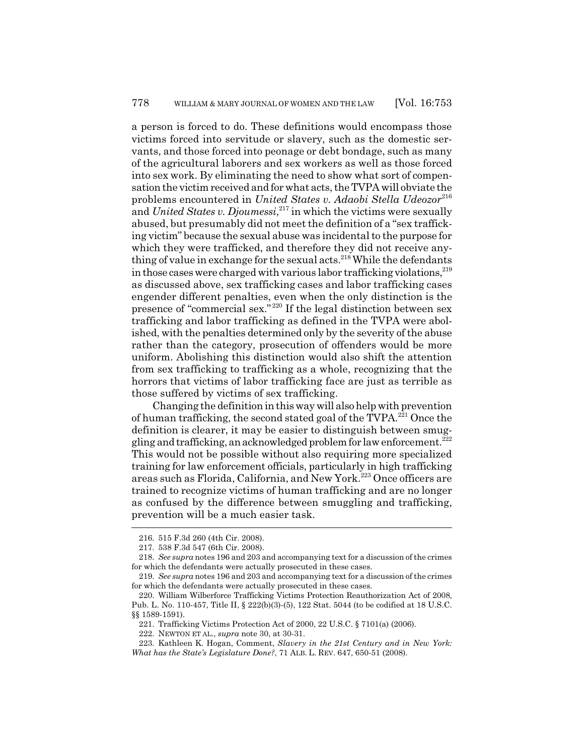a person is forced to do. These definitions would encompass those victims forced into servitude or slavery, such as the domestic servants, and those forced into peonage or debt bondage, such as many of the agricultural laborers and sex workers as well as those forced into sex work. By eliminating the need to show what sort of compensation the victim received and for what acts, the TVPA will obviate the problems encountered in *United States v. Adaobi Stella Udeozor*[216] and *United States v. Djoumessi*,[217] in which the victims were sexually abused, but presumably did not meet the definition of a "sex trafficking victim" because the sexual abuse was incidental to the purpose for which they were trafficked, and therefore they did not receive anything of value in exchange for the sexual acts.[218] While the defendants in those cases were charged with various labor trafficking violations,[219] as discussed above, sex trafficking cases and labor trafficking cases engender different penalties, even when the only distinction is the presence of "commercial sex."[220] If the legal distinction between sex trafficking and labor trafficking as defined in the TVPA were abolished, with the penalties determined only by the severity of the abuse rather than the category, prosecution of offenders would be more uniform. Abolishing this distinction would also shift the attention from sex trafficking to trafficking as a whole, recognizing that the horrors that victims of labor trafficking face are just as terrible as those suffered by victims of sex trafficking.

Changing the definition in this way will also help with prevention of human trafficking, the second stated goal of the TVPA.[221] Once the definition is clearer, it may be easier to distinguish between smuggling and trafficking, an acknowledged problem for law enforcement.[222] This would not be possible without also requiring more specialized training for law enforcement officials, particularly in high trafficking areas such as Florida, California, and New York.[223] Once officers are trained to recognize victims of human trafficking and are no longer as confused by the difference between smuggling and trafficking, prevention will be a much easier task.

216. 515 F.3d 260 (4th Cir. 2008).

217. 538 F.3d 547 (6th Cir. 2008).

218. *See supra* notes 196 and 203 and accompanying text for a discussion of the crimes for which the defendants were actually prosecuted in these cases.

219. *See supra* notes 196 and 203 and accompanying text for a discussion of the crimes for which the defendants were actually prosecuted in these cases.

220. William Wilberforce Trafficking Victims Protection Reauthorization Act of 2008, Pub. L. No. 110-457, Title II, § 222(b)(3)-(5), 122 Stat. 5044 (to be codified at 18 U.S.C. §§ 1589-1591).

221. Trafficking Victims Protection Act of 2000, 22 U.S.C. § 7101(a) (2006).

222. NEWTON ET AL., *supra* note 30, at 30-31.

223. Kathleen K. Hogan, Comment, *Slavery in the 21st Century and in New York: What has the State's Legislature Done?*, 71 ALB. L. REV. 647, 650-51 (2008).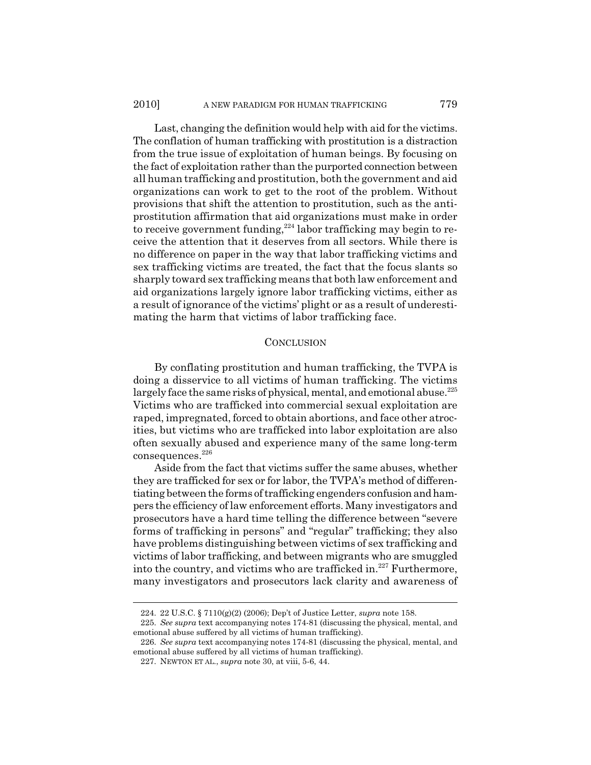Last, changing the definition would help with aid for the victims. The conflation of human trafficking with prostitution is a distraction from the true issue of exploitation of human beings. By focusing on the fact of exploitation rather than the purported connection between all human trafficking and prostitution, both the government and aid organizations can work to get to the root of the problem. Without provisions that shift the attention to prostitution, such as the anti-prostitution affirmation that aid organizations must make in order to receive government funding,[224] labor trafficking may begin to receive the attention that it deserves from all sectors. While there is no difference on paper in the way that labor trafficking victims and sex trafficking victims are treated, the fact that the focus slants so sharply toward sex trafficking means that both law enforcement and aid organizations largely ignore labor trafficking victims, either as a result of ignorance of the victims' plight or as a result of underestimating the harm that victims of labor trafficking face.

## CONCLUSION

By conflating prostitution and human trafficking, the TVPA is doing a disservice to all victims of human trafficking. The victims largely face the same risks of physical, mental, and emotional abuse.[225] Victims who are trafficked into commercial sexual exploitation are raped, impregnated, forced to obtain abortions, and face other atrocities, but victims who are trafficked into labor exploitation are also often sexually abused and experience many of the same long-term consequences.[226]

Aside from the fact that victims suffer the same abuses, whether they are trafficked for sex or for labor, the TVPA's method of differentiating between the forms of trafficking engenders confusion and hampers the efficiency of law enforcement efforts. Many investigators and prosecutors have a hard time telling the difference between "severe forms of trafficking in persons" and "regular" trafficking; they also have problems distinguishing between victims of sex trafficking and victims of labor trafficking, and between migrants who are smuggled into the country, and victims who are trafficked in.[227] Furthermore, many investigators and prosecutors lack clarity and awareness of

---

224. 22 U.S.C. § 7110(g)(2) (2006); Dep't of Justice Letter, *supra* note 158.

225. *See supra* text accompanying notes 174-81 (discussing the physical, mental, and emotional abuse suffered by all victims of human trafficking).

226. *See supra* text accompanying notes 174-81 (discussing the physical, mental, and emotional abuse suffered by all victims of human trafficking).

227. NEWTON ET AL., *supra* note 30, at viii, 5-6, 44.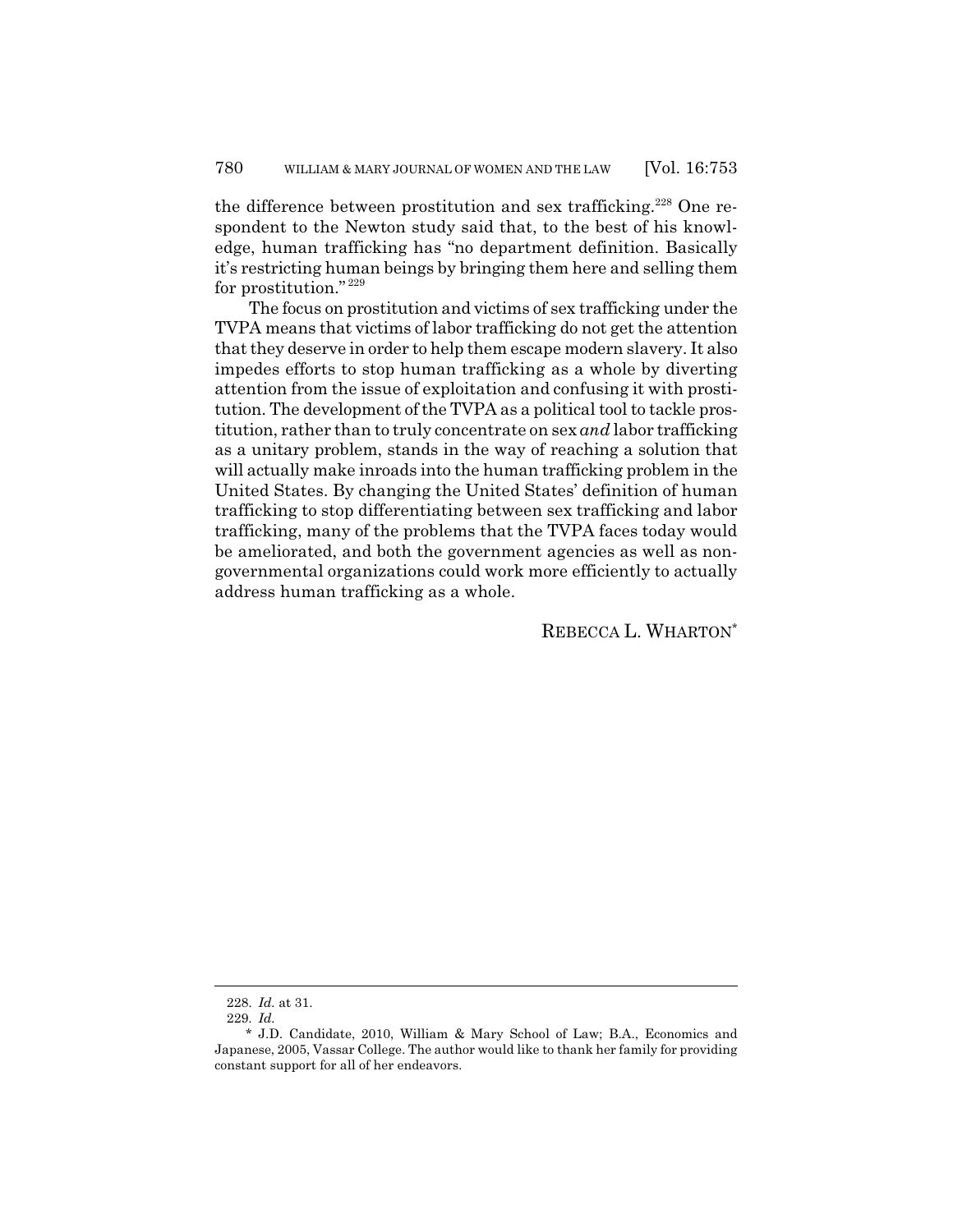the difference between prostitution and sex trafficking.[228] One respondent to the Newton study said that, to the best of his knowledge, human trafficking has "no department definition. Basically it's restricting human beings by bringing them here and selling them for prostitution."[229]

The focus on prostitution and victims of sex trafficking under the TVPA means that victims of labor trafficking do not get the attention that they deserve in order to help them escape modern slavery. It also impedes efforts to stop human trafficking as a whole by diverting attention from the issue of exploitation and confusing it with prostitution. The development of the TVPA as a political tool to tackle prostitution, rather than to truly concentrate on sex *and* labor trafficking as a unitary problem, stands in the way of reaching a solution that will actually make inroads into the human trafficking problem in the United States. By changing the United States' definition of human trafficking to stop differentiating between sex trafficking and labor trafficking, many of the problems that the TVPA faces today would be ameliorated, and both the government agencies as well as non-governmental organizations could work more efficiently to actually address human trafficking as a whole.

REBECCA L. WHARTON[*]

---

228. *Id.* at 31.

229. *Id.*

\* J.D. Candidate, 2010, William & Mary School of Law; B.A., Economics and Japanese, 2005, Vassar College. The author would like to thank her family for providing constant support for all of her endeavors.